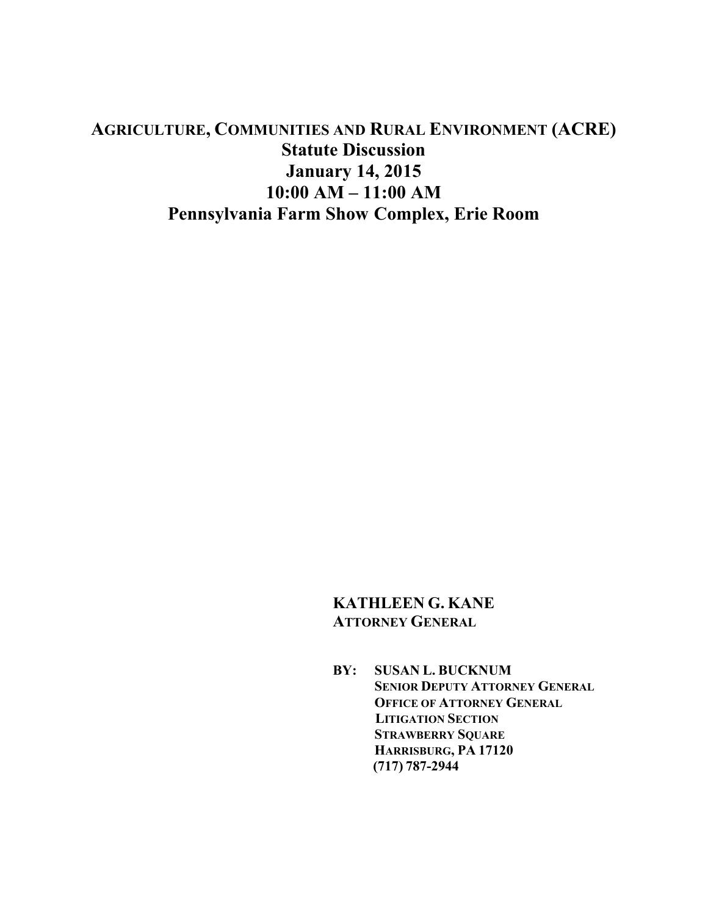# AGRICULTURE, COMMUNITIES AND RURAL ENVIRONMENT (ACRE)
## Statute Discussion
## January 14, 2015
## 10:00 AM – 11:00 AM
## Pennsylvania Farm Show Complex, Erie Room

**KATHLEEN G. KANE**
**ATTORNEY GENERAL**

**BY: SUSAN L. BUCKNUM**
**SENIOR DEPUTY ATTORNEY GENERAL**
**OFFICE OF ATTORNEY GENERAL**
**LITIGATION SECTION**
**STRAWBERRY SQUARE**
**HARRISBURG, PA 17120**
**(717) 787-2944**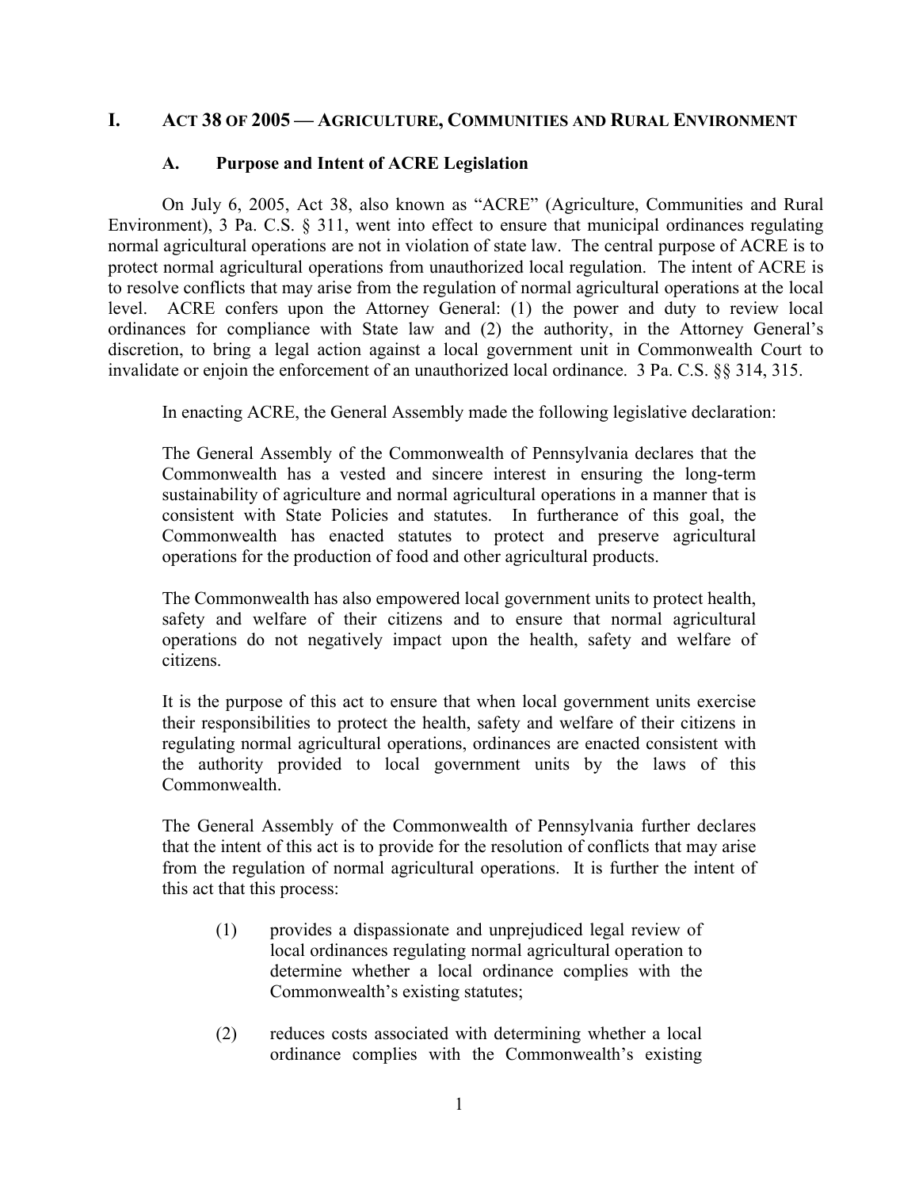## I. ACT 38 OF 2005 — AGRICULTURE, COMMUNITIES AND RURAL ENVIRONMENT

### A. Purpose and Intent of ACRE Legislation

On July 6, 2005, Act 38, also known as "ACRE" (Agriculture, Communities and Rural Environment), 3 Pa. C.S. § 311, went into effect to ensure that municipal ordinances regulating normal agricultural operations are not in violation of state law. The central purpose of ACRE is to protect normal agricultural operations from unauthorized local regulation. The intent of ACRE is to resolve conflicts that may arise from the regulation of normal agricultural operations at the local level. ACRE confers upon the Attorney General: (1) the power and duty to review local ordinances for compliance with State law and (2) the authority, in the Attorney General's discretion, to bring a legal action against a local government unit in Commonwealth Court to invalidate or enjoin the enforcement of an unauthorized local ordinance. 3 Pa. C.S. §§ 314, 315.

In enacting ACRE, the General Assembly made the following legislative declaration:

> The General Assembly of the Commonwealth of Pennsylvania declares that the Commonwealth has a vested and sincere interest in ensuring the long-term sustainability of agriculture and normal agricultural operations in a manner that is consistent with State Policies and statutes. In furtherance of this goal, the Commonwealth has enacted statutes to protect and preserve agricultural operations for the production of food and other agricultural products.
>
> The Commonwealth has also empowered local government units to protect health, safety and welfare of their citizens and to ensure that normal agricultural operations do not negatively impact upon the health, safety and welfare of citizens.
>
> It is the purpose of this act to ensure that when local government units exercise their responsibilities to protect the health, safety and welfare of their citizens in regulating normal agricultural operations, ordinances are enacted consistent with the authority provided to local government units by the laws of this Commonwealth.
>
> The General Assembly of the Commonwealth of Pennsylvania further declares that the intent of this act is to provide for the resolution of conflicts that may arise from the regulation of normal agricultural operations. It is further the intent of this act that this process:
>
> (1) provides a dispassionate and unprejudiced legal review of local ordinances regulating normal agricultural operation to determine whether a local ordinance complies with the Commonwealth's existing statutes;
>
> (2) reduces costs associated with determining whether a local ordinance complies with the Commonwealth's existing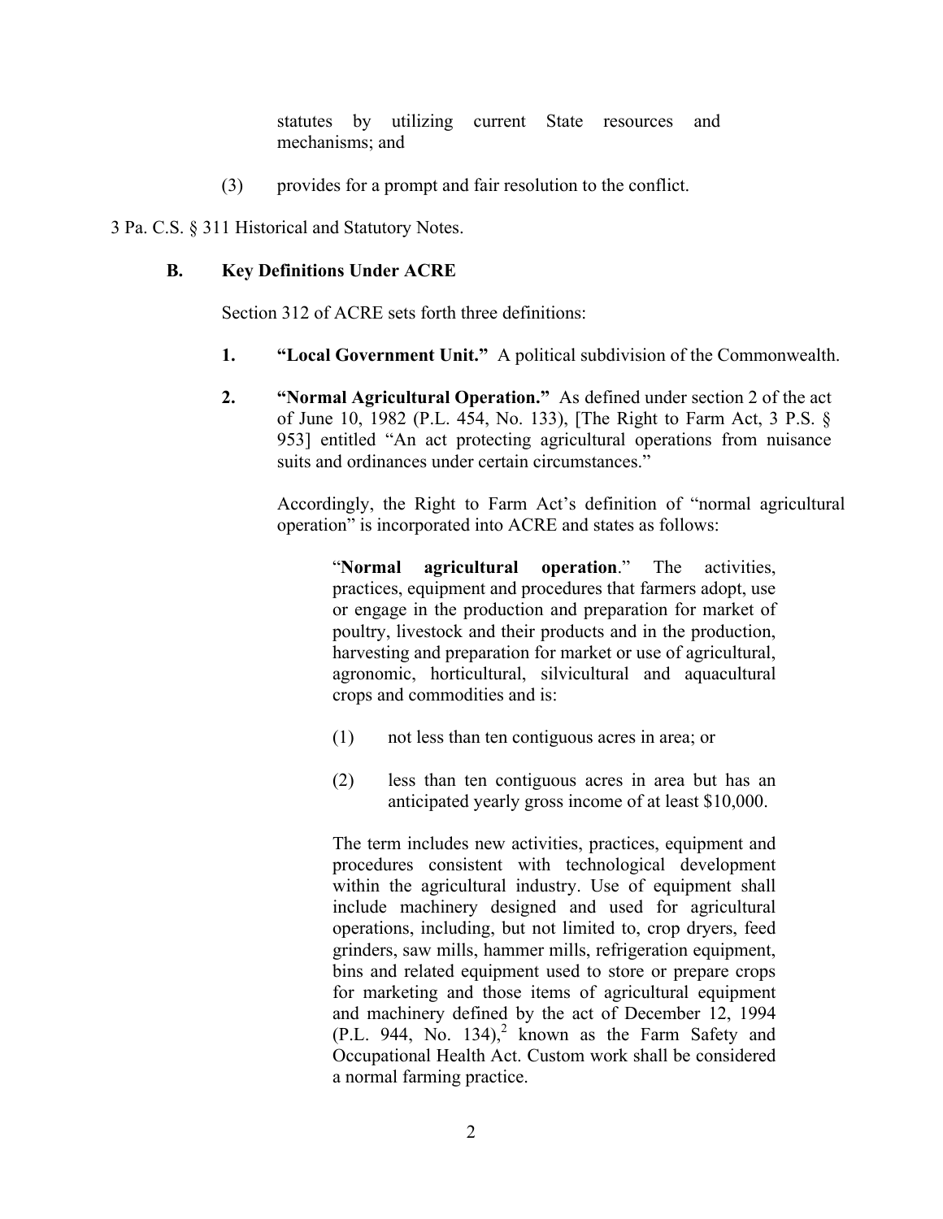statutes by utilizing current State resources and mechanisms; and

(3) provides for a prompt and fair resolution to the conflict.

3 Pa. C.S. § 311 Historical and Statutory Notes.

### B. Key Definitions Under ACRE

Section 312 of ACRE sets forth three definitions:

1. **"Local Government Unit."** A political subdivision of the Commonwealth.

2. **"Normal Agricultural Operation."** As defined under section 2 of the act of June 10, 1982 (P.L. 454, No. 133), [The Right to Farm Act, 3 P.S. § 953] entitled "An act protecting agricultural operations from nuisance suits and ordinances under certain circumstances."

   Accordingly, the Right to Farm Act's definition of "normal agricultural operation" is incorporated into ACRE and states as follows:

   > "**Normal agricultural operation**." The activities, practices, equipment and procedures that farmers adopt, use or engage in the production and preparation for market of poultry, livestock and their products and in the production, harvesting and preparation for market or use of agricultural, agronomic, horticultural, silvicultural and aquacultural crops and commodities and is:
   >
   > (1) not less than ten contiguous acres in area; or
   >
   > (2) less than ten contiguous acres in area but has an anticipated yearly gross income of at least $10,000.
   >
   > The term includes new activities, practices, equipment and procedures consistent with technological development within the agricultural industry. Use of equipment shall include machinery designed and used for agricultural operations, including, but not limited to, crop dryers, feed grinders, saw mills, hammer mills, refrigeration equipment, bins and related equipment used to store or prepare crops for marketing and those items of agricultural equipment and machinery defined by the act of December 12, 1994 (P.L. 944, No. 134),[2] known as the Farm Safety and Occupational Health Act. Custom work shall be considered a normal farming practice.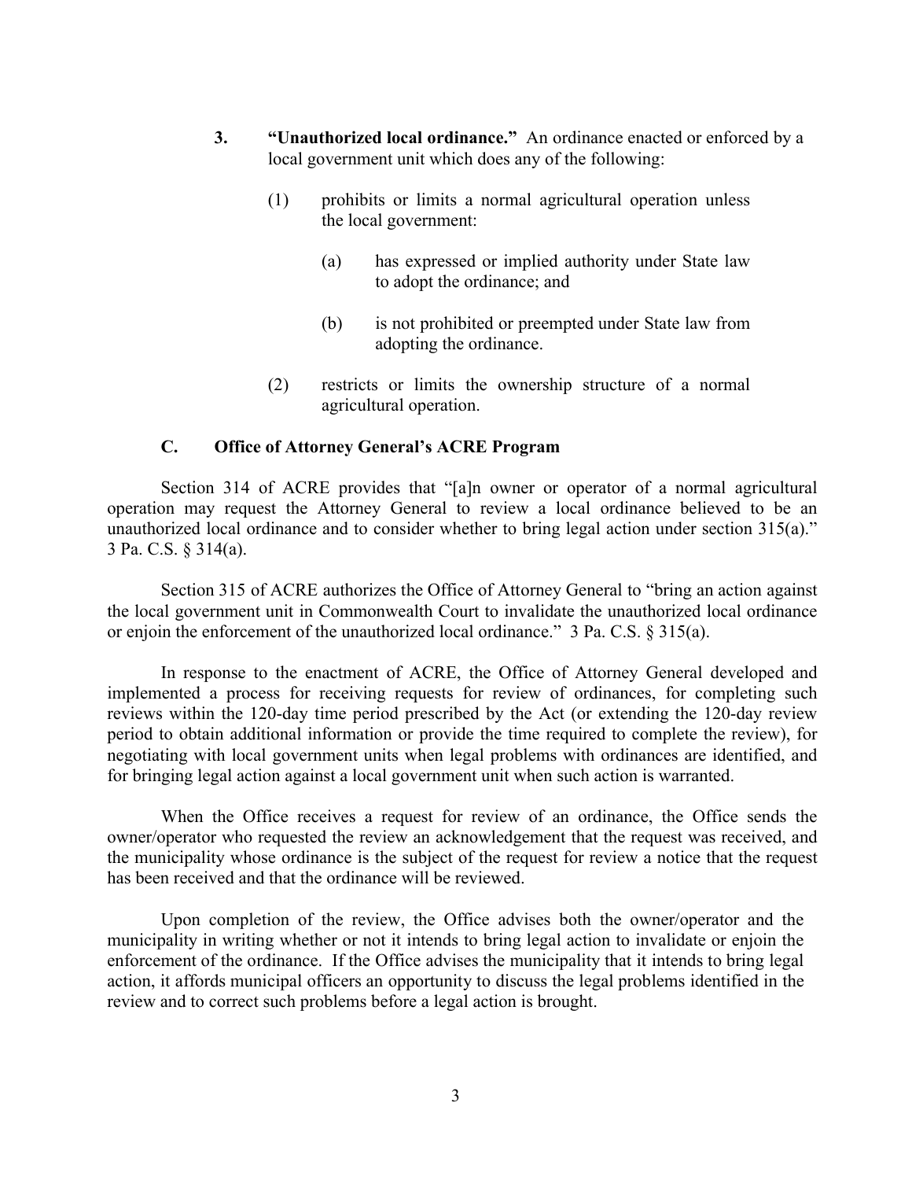3. **"Unauthorized local ordinance."** An ordinance enacted or enforced by a local government unit which does any of the following:

   (1) prohibits or limits a normal agricultural operation unless the local government:

      (a) has expressed or implied authority under State law to adopt the ordinance; and

      (b) is not prohibited or preempted under State law from adopting the ordinance.

   (2) restricts or limits the ownership structure of a normal agricultural operation.

### C. Office of Attorney General's ACRE Program

Section 314 of ACRE provides that "[a]n owner or operator of a normal agricultural operation may request the Attorney General to review a local ordinance believed to be an unauthorized local ordinance and to consider whether to bring legal action under section 315(a)." 3 Pa. C.S. § 314(a).

Section 315 of ACRE authorizes the Office of Attorney General to "bring an action against the local government unit in Commonwealth Court to invalidate the unauthorized local ordinance or enjoin the enforcement of the unauthorized local ordinance." 3 Pa. C.S. § 315(a).

In response to the enactment of ACRE, the Office of Attorney General developed and implemented a process for receiving requests for review of ordinances, for completing such reviews within the 120-day time period prescribed by the Act (or extending the 120-day review period to obtain additional information or provide the time required to complete the review), for negotiating with local government units when legal problems with ordinances are identified, and for bringing legal action against a local government unit when such action is warranted.

When the Office receives a request for review of an ordinance, the Office sends the owner/operator who requested the review an acknowledgement that the request was received, and the municipality whose ordinance is the subject of the request for review a notice that the request has been received and that the ordinance will be reviewed.

Upon completion of the review, the Office advises both the owner/operator and the municipality in writing whether or not it intends to bring legal action to invalidate or enjoin the enforcement of the ordinance. If the Office advises the municipality that it intends to bring legal action, it affords municipal officers an opportunity to discuss the legal problems identified in the review and to correct such problems before a legal action is brought.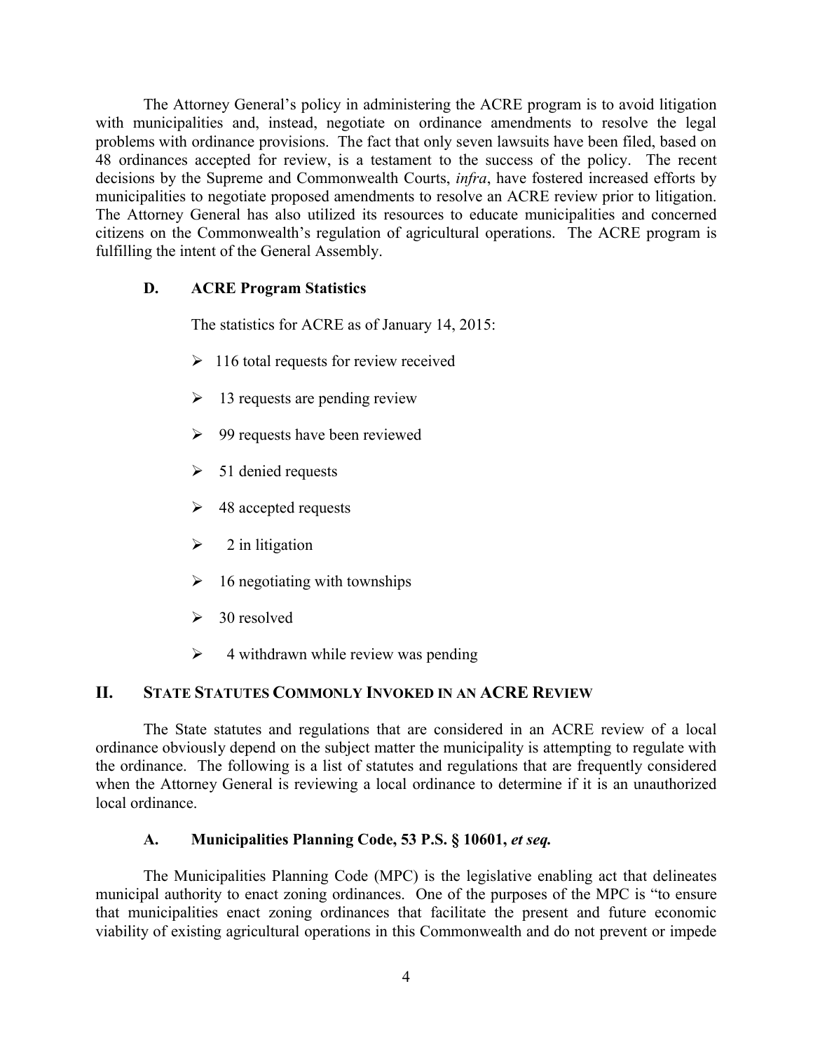The Attorney General's policy in administering the ACRE program is to avoid litigation with municipalities and, instead, negotiate on ordinance amendments to resolve the legal problems with ordinance provisions. The fact that only seven lawsuits have been filed, based on 48 ordinances accepted for review, is a testament to the success of the policy. The recent decisions by the Supreme and Commonwealth Courts, *infra*, have fostered increased efforts by municipalities to negotiate proposed amendments to resolve an ACRE review prior to litigation. The Attorney General has also utilized its resources to educate municipalities and concerned citizens on the Commonwealth's regulation of agricultural operations. The ACRE program is fulfilling the intent of the General Assembly.

### D. ACRE Program Statistics

The statistics for ACRE as of January 14, 2015:

- 116 total requests for review received
- 13 requests are pending review
- 99 requests have been reviewed
- 51 denied requests
- 48 accepted requests
- 2 in litigation
- 16 negotiating with townships
- 30 resolved
- 4 withdrawn while review was pending

## II. STATE STATUTES COMMONLY INVOKED IN AN ACRE REVIEW

The State statutes and regulations that are considered in an ACRE review of a local ordinance obviously depend on the subject matter the municipality is attempting to regulate with the ordinance. The following is a list of statutes and regulations that are frequently considered when the Attorney General is reviewing a local ordinance to determine if it is an unauthorized local ordinance.

### A. Municipalities Planning Code, 53 P.S. § 10601, *et seq.*

The Municipalities Planning Code (MPC) is the legislative enabling act that delineates municipal authority to enact zoning ordinances. One of the purposes of the MPC is "to ensure that municipalities enact zoning ordinances that facilitate the present and future economic viability of existing agricultural operations in this Commonwealth and do not prevent or impede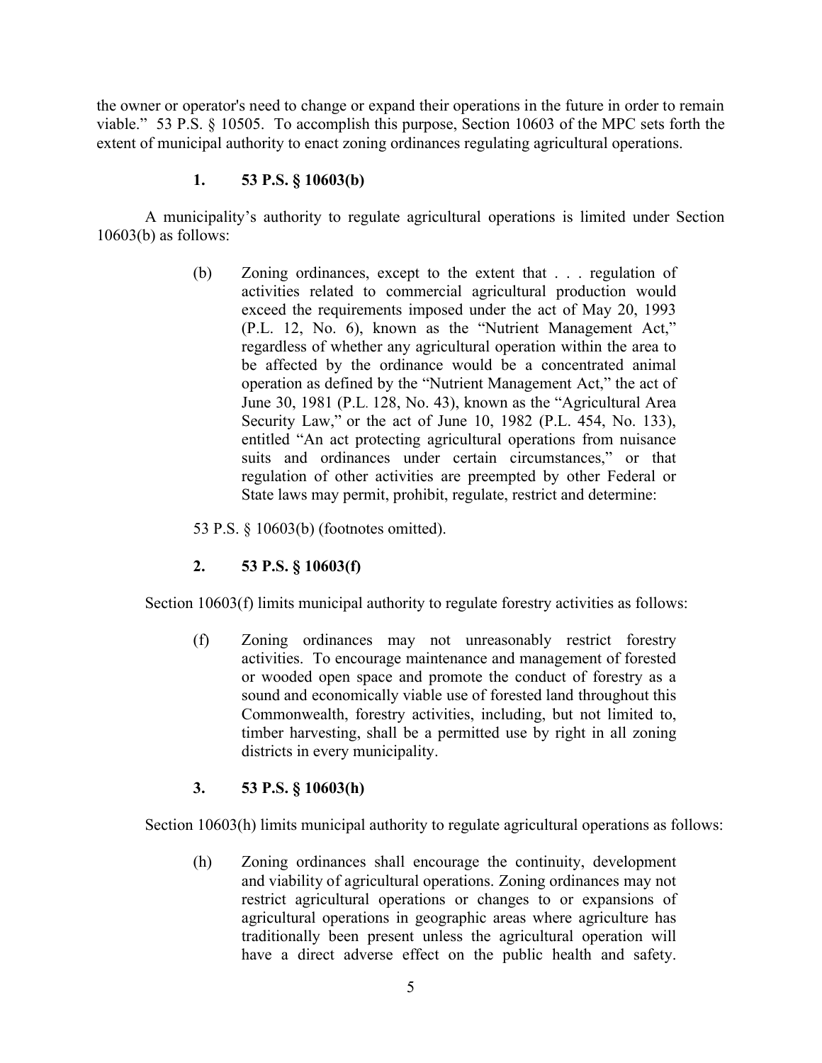the owner or operator's need to change or expand their operations in the future in order to remain viable." 53 P.S. § 10505. To accomplish this purpose, Section 10603 of the MPC sets forth the extent of municipal authority to enact zoning ordinances regulating agricultural operations.

### 1. 53 P.S. § 10603(b)

A municipality's authority to regulate agricultural operations is limited under Section 10603(b) as follows:

> (b) Zoning ordinances, except to the extent that . . . regulation of activities related to commercial agricultural production would exceed the requirements imposed under the act of May 20, 1993 (P.L. 12, No. 6), known as the "Nutrient Management Act," regardless of whether any agricultural operation within the area to be affected by the ordinance would be a concentrated animal operation as defined by the "Nutrient Management Act," the act of June 30, 1981 (P.L. 128, No. 43), known as the "Agricultural Area Security Law," or the act of June 10, 1982 (P.L. 454, No. 133), entitled "An act protecting agricultural operations from nuisance suits and ordinances under certain circumstances," or that regulation of other activities are preempted by other Federal or State laws may permit, prohibit, regulate, restrict and determine:

53 P.S. § 10603(b) (footnotes omitted).

### 2. 53 P.S. § 10603(f)

Section 10603(f) limits municipal authority to regulate forestry activities as follows:

> (f) Zoning ordinances may not unreasonably restrict forestry activities. To encourage maintenance and management of forested or wooded open space and promote the conduct of forestry as a sound and economically viable use of forested land throughout this Commonwealth, forestry activities, including, but not limited to, timber harvesting, shall be a permitted use by right in all zoning districts in every municipality.

### 3. 53 P.S. § 10603(h)

Section 10603(h) limits municipal authority to regulate agricultural operations as follows:

> (h) Zoning ordinances shall encourage the continuity, development and viability of agricultural operations. Zoning ordinances may not restrict agricultural operations or changes to or expansions of agricultural operations in geographic areas where agriculture has traditionally been present unless the agricultural operation will have a direct adverse effect on the public health and safety.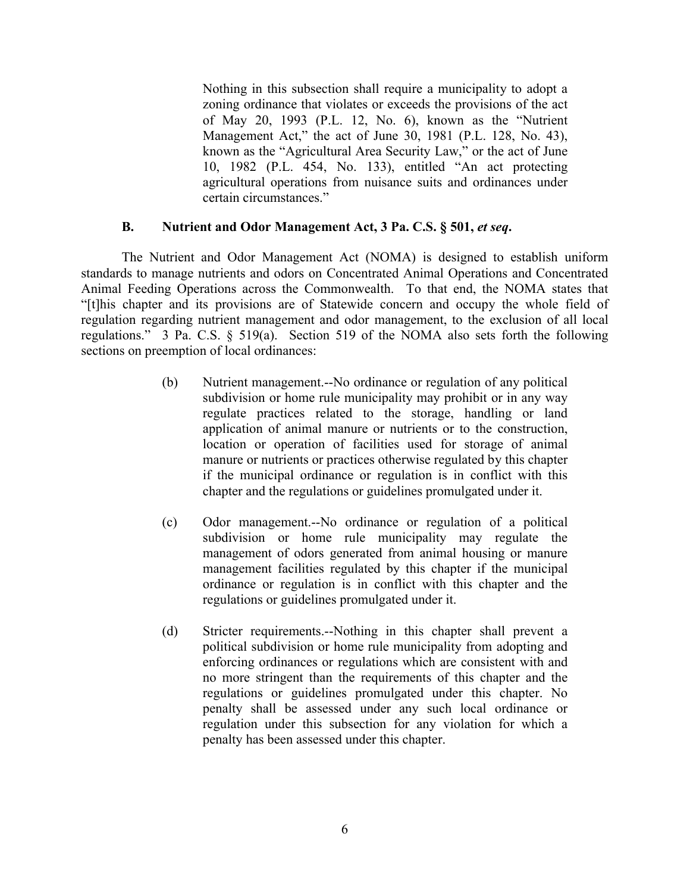> Nothing in this subsection shall require a municipality to adopt a zoning ordinance that violates or exceeds the provisions of the act of May 20, 1993 (P.L. 12, No. 6), known as the "Nutrient Management Act," the act of June 30, 1981 (P.L. 128, No. 43), known as the "Agricultural Area Security Law," or the act of June 10, 1982 (P.L. 454, No. 133), entitled "An act protecting agricultural operations from nuisance suits and ordinances under certain circumstances."

### B. Nutrient and Odor Management Act, 3 Pa. C.S. § 501, *et seq*.

The Nutrient and Odor Management Act (NOMA) is designed to establish uniform standards to manage nutrients and odors on Concentrated Animal Operations and Concentrated Animal Feeding Operations across the Commonwealth. To that end, the NOMA states that "[t]his chapter and its provisions are of Statewide concern and occupy the whole field of regulation regarding nutrient management and odor management, to the exclusion of all local regulations." 3 Pa. C.S. § 519(a). Section 519 of the NOMA also sets forth the following sections on preemption of local ordinances:

> (b) Nutrient management.--No ordinance or regulation of any political subdivision or home rule municipality may prohibit or in any way regulate practices related to the storage, handling or land application of animal manure or nutrients or to the construction, location or operation of facilities used for storage of animal manure or nutrients or practices otherwise regulated by this chapter if the municipal ordinance or regulation is in conflict with this chapter and the regulations or guidelines promulgated under it.
>
> (c) Odor management.--No ordinance or regulation of a political subdivision or home rule municipality may regulate the management of odors generated from animal housing or manure management facilities regulated by this chapter if the municipal ordinance or regulation is in conflict with this chapter and the regulations or guidelines promulgated under it.
>
> (d) Stricter requirements.--Nothing in this chapter shall prevent a political subdivision or home rule municipality from adopting and enforcing ordinances or regulations which are consistent with and no more stringent than the requirements of this chapter and the regulations or guidelines promulgated under this chapter. No penalty shall be assessed under any such local ordinance or regulation under this subsection for any violation for which a penalty has been assessed under this chapter.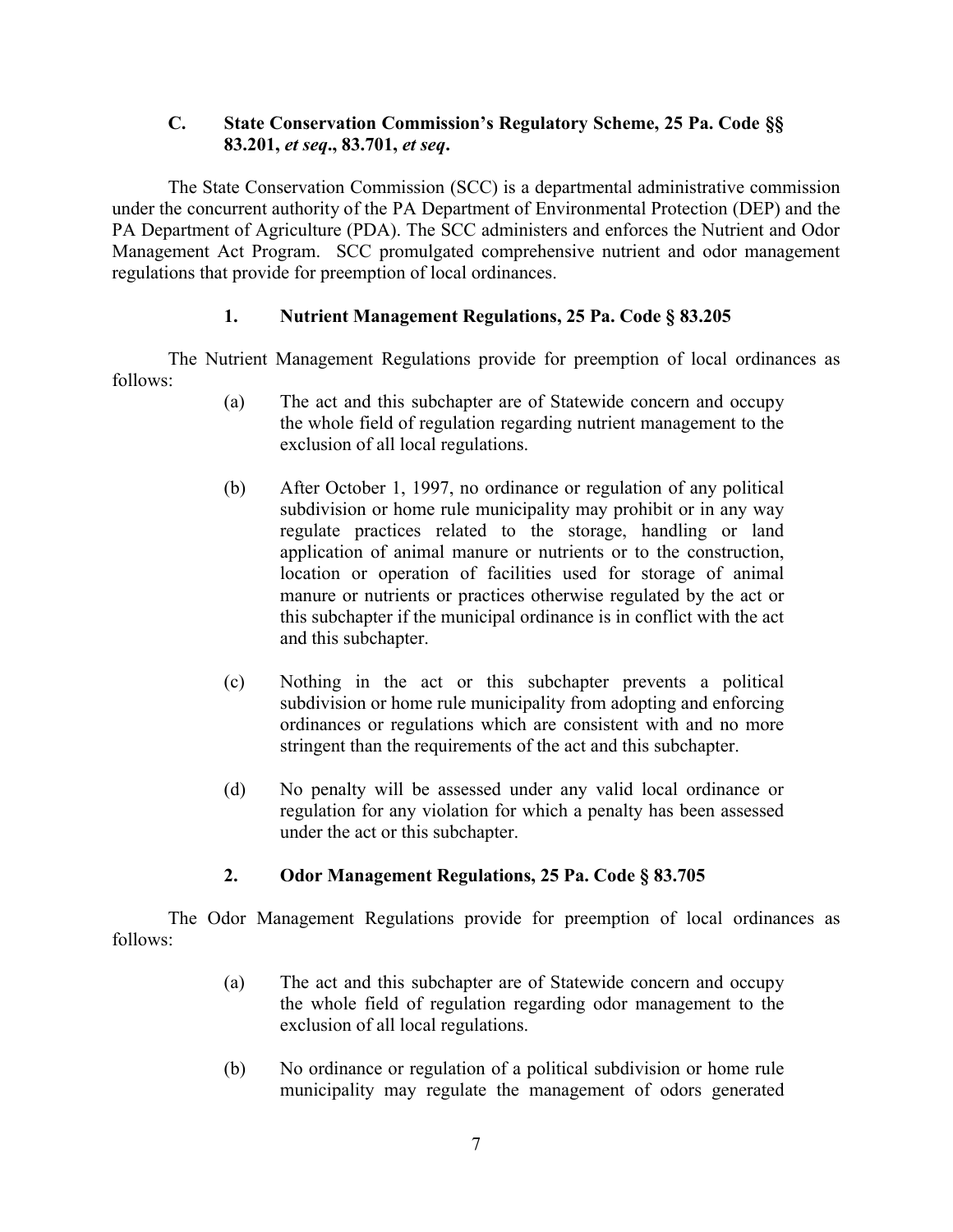### C. State Conservation Commission's Regulatory Scheme, 25 Pa. Code §§ 83.201, *et seq*., 83.701, *et seq*.

The State Conservation Commission (SCC) is a departmental administrative commission under the concurrent authority of the PA Department of Environmental Protection (DEP) and the PA Department of Agriculture (PDA). The SCC administers and enforces the Nutrient and Odor Management Act Program. SCC promulgated comprehensive nutrient and odor management regulations that provide for preemption of local ordinances.

#### 1. Nutrient Management Regulations, 25 Pa. Code § 83.205

The Nutrient Management Regulations provide for preemption of local ordinances as follows:

> (a) The act and this subchapter are of Statewide concern and occupy the whole field of regulation regarding nutrient management to the exclusion of all local regulations.
>
> (b) After October 1, 1997, no ordinance or regulation of any political subdivision or home rule municipality may prohibit or in any way regulate practices related to the storage, handling or land application of animal manure or nutrients or to the construction, location or operation of facilities used for storage of animal manure or nutrients or practices otherwise regulated by the act or this subchapter if the municipal ordinance is in conflict with the act and this subchapter.
>
> (c) Nothing in the act or this subchapter prevents a political subdivision or home rule municipality from adopting and enforcing ordinances or regulations which are consistent with and no more stringent than the requirements of the act and this subchapter.
>
> (d) No penalty will be assessed under any valid local ordinance or regulation for any violation for which a penalty has been assessed under the act or this subchapter.

#### 2. Odor Management Regulations, 25 Pa. Code § 83.705

The Odor Management Regulations provide for preemption of local ordinances as follows:

> (a) The act and this subchapter are of Statewide concern and occupy the whole field of regulation regarding odor management to the exclusion of all local regulations.
>
> (b) No ordinance or regulation of a political subdivision or home rule municipality may regulate the management of odors generated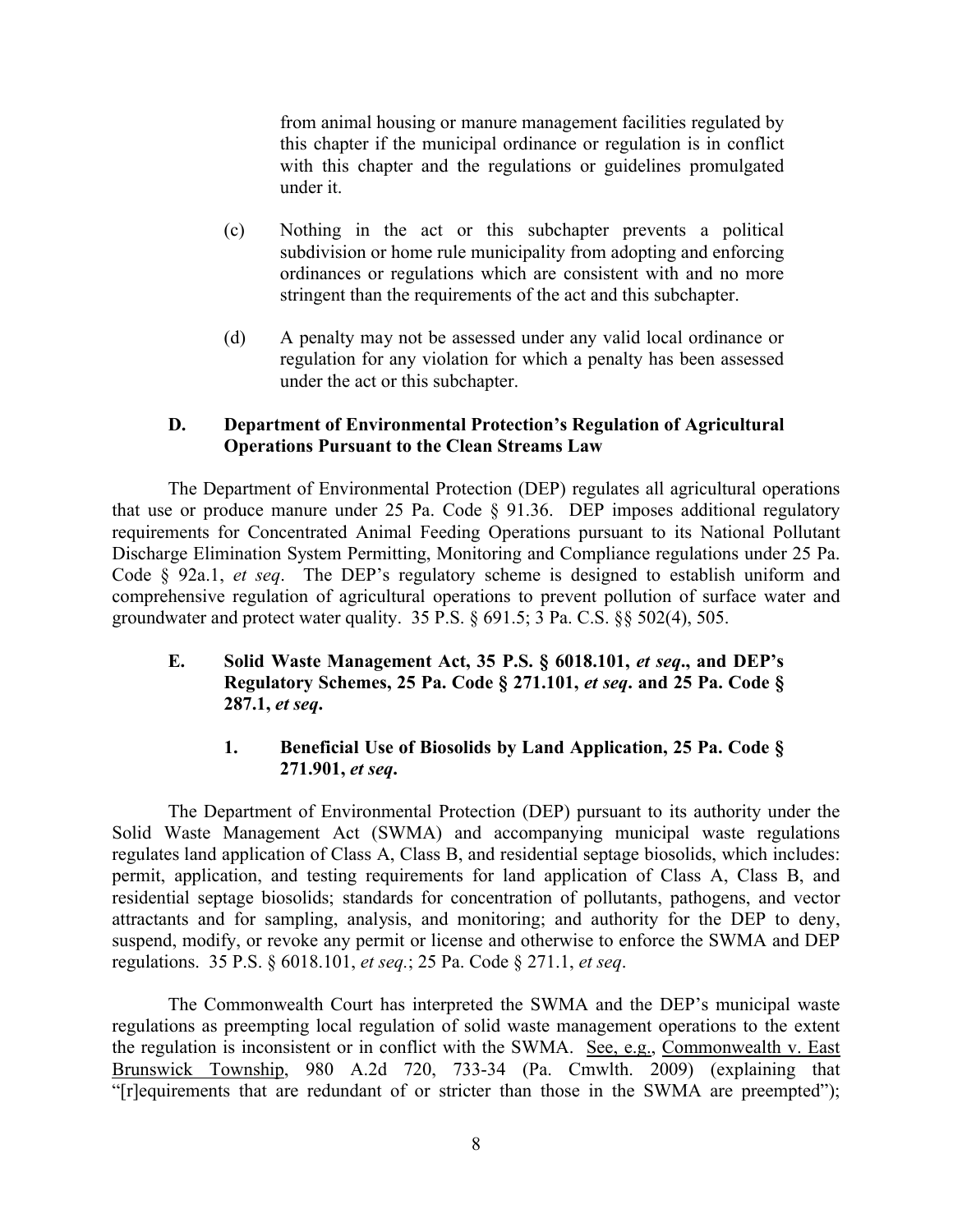> from animal housing or manure management facilities regulated by this chapter if the municipal ordinance or regulation is in conflict with this chapter and the regulations or guidelines promulgated under it.
>
> (c) Nothing in the act or this subchapter prevents a political subdivision or home rule municipality from adopting and enforcing ordinances or regulations which are consistent with and no more stringent than the requirements of the act and this subchapter.
>
> (d) A penalty may not be assessed under any valid local ordinance or regulation for any violation for which a penalty has been assessed under the act or this subchapter.

### D. Department of Environmental Protection's Regulation of Agricultural Operations Pursuant to the Clean Streams Law

The Department of Environmental Protection (DEP) regulates all agricultural operations that use or produce manure under 25 Pa. Code § 91.36. DEP imposes additional regulatory requirements for Concentrated Animal Feeding Operations pursuant to its National Pollutant Discharge Elimination System Permitting, Monitoring and Compliance regulations under 25 Pa. Code § 92a.1, *et seq*. The DEP's regulatory scheme is designed to establish uniform and comprehensive regulation of agricultural operations to prevent pollution of surface water and groundwater and protect water quality. 35 P.S. § 691.5; 3 Pa. C.S. §§ 502(4), 505.

### E. Solid Waste Management Act, 35 P.S. § 6018.101, *et seq*., and DEP's Regulatory Schemes, 25 Pa. Code § 271.101, *et seq*. and 25 Pa. Code § 287.1, *et seq*.

#### 1. Beneficial Use of Biosolids by Land Application, 25 Pa. Code § 271.901, *et seq*.

The Department of Environmental Protection (DEP) pursuant to its authority under the Solid Waste Management Act (SWMA) and accompanying municipal waste regulations regulates land application of Class A, Class B, and residential septage biosolids, which includes: permit, application, and testing requirements for land application of Class A, Class B, and residential septage biosolids; standards for concentration of pollutants, pathogens, and vector attractants and for sampling, analysis, and monitoring; and authority for the DEP to deny, suspend, modify, or revoke any permit or license and otherwise to enforce the SWMA and DEP regulations. 35 P.S. § 6018.101, *et seq*.; 25 Pa. Code § 271.1, *et seq*.

The Commonwealth Court has interpreted the SWMA and the DEP's municipal waste regulations as preempting local regulation of solid waste management operations to the extent the regulation is inconsistent or in conflict with the SWMA. See, e.g., Commonwealth v. East Brunswick Township, 980 A.2d 720, 733-34 (Pa. Cmwlth. 2009) (explaining that "[r]equirements that are redundant of or stricter than those in the SWMA are preempted");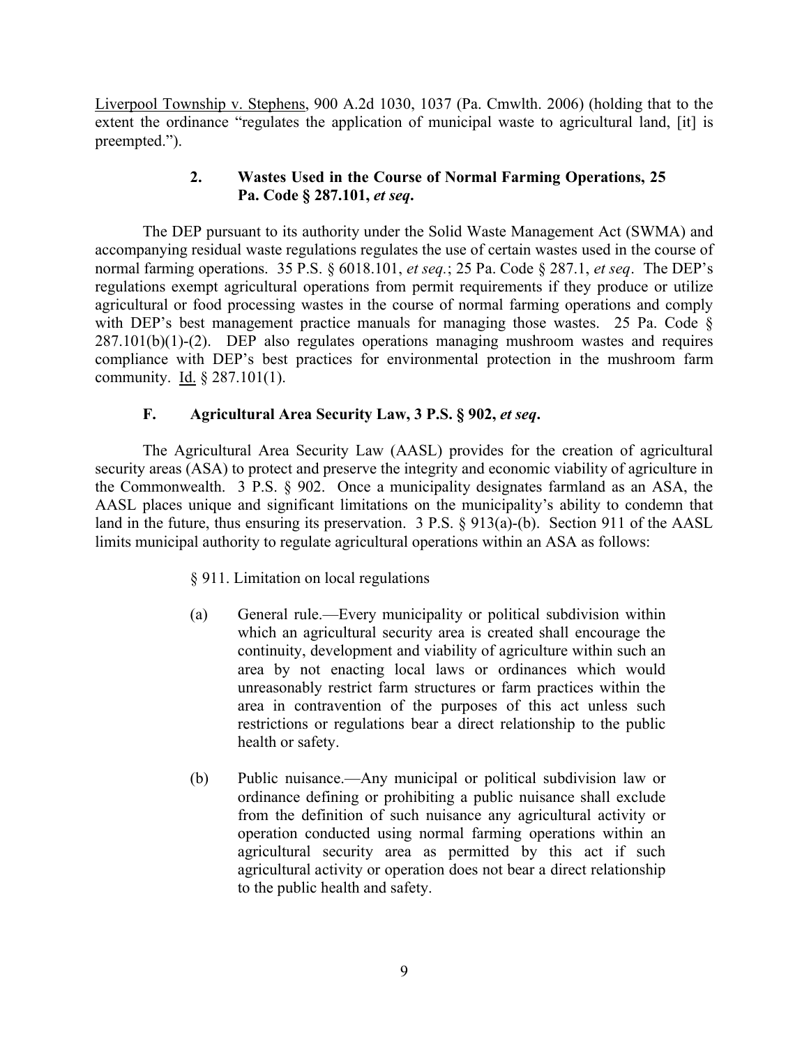Liverpool Township v. Stephens, 900 A.2d 1030, 1037 (Pa. Cmwlth. 2006) (holding that to the extent the ordinance "regulates the application of municipal waste to agricultural land, [it] is preempted.").

### 2. Wastes Used in the Course of Normal Farming Operations, 25 Pa. Code § 287.101, *et seq*.

The DEP pursuant to its authority under the Solid Waste Management Act (SWMA) and accompanying residual waste regulations regulates the use of certain wastes used in the course of normal farming operations. 35 P.S. § 6018.101, *et seq.*; 25 Pa. Code § 287.1, *et seq*. The DEP's regulations exempt agricultural operations from permit requirements if they produce or utilize agricultural or food processing wastes in the course of normal farming operations and comply with DEP's best management practice manuals for managing those wastes. 25 Pa. Code § 287.101(b)(1)-(2). DEP also regulates operations managing mushroom wastes and requires compliance with DEP's best practices for environmental protection in the mushroom farm community. Id. § 287.101(1).

## F. Agricultural Area Security Law, 3 P.S. § 902, *et seq*.

The Agricultural Area Security Law (AASL) provides for the creation of agricultural security areas (ASA) to protect and preserve the integrity and economic viability of agriculture in the Commonwealth. 3 P.S. § 902. Once a municipality designates farmland as an ASA, the AASL places unique and significant limitations on the municipality's ability to condemn that land in the future, thus ensuring its preservation. 3 P.S. § 913(a)-(b). Section 911 of the AASL limits municipal authority to regulate agricultural operations within an ASA as follows:

> § 911. Limitation on local regulations
>
> (a) General rule.—Every municipality or political subdivision within which an agricultural security area is created shall encourage the continuity, development and viability of agriculture within such an area by not enacting local laws or ordinances which would unreasonably restrict farm structures or farm practices within the area in contravention of the purposes of this act unless such restrictions or regulations bear a direct relationship to the public health or safety.
>
> (b) Public nuisance.—Any municipal or political subdivision law or ordinance defining or prohibiting a public nuisance shall exclude from the definition of such nuisance any agricultural activity or operation conducted using normal farming operations within an agricultural security area as permitted by this act if such agricultural activity or operation does not bear a direct relationship to the public health and safety.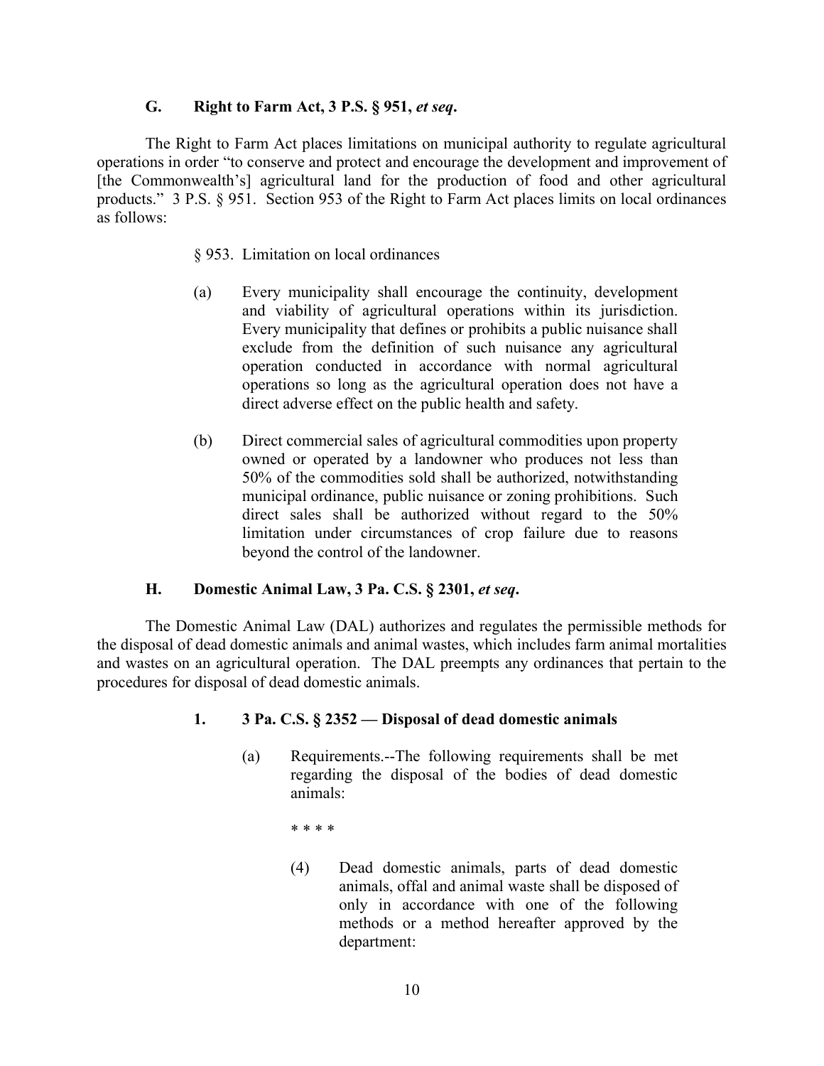### G. Right to Farm Act, 3 P.S. § 951, *et seq*.

The Right to Farm Act places limitations on municipal authority to regulate agricultural operations in order "to conserve and protect and encourage the development and improvement of [the Commonwealth's] agricultural land for the production of food and other agricultural products." 3 P.S. § 951. Section 953 of the Right to Farm Act places limits on local ordinances as follows:

> § 953. Limitation on local ordinances
>
> (a) Every municipality shall encourage the continuity, development and viability of agricultural operations within its jurisdiction. Every municipality that defines or prohibits a public nuisance shall exclude from the definition of such nuisance any agricultural operation conducted in accordance with normal agricultural operations so long as the agricultural operation does not have a direct adverse effect on the public health and safety.
>
> (b) Direct commercial sales of agricultural commodities upon property owned or operated by a landowner who produces not less than 50% of the commodities sold shall be authorized, notwithstanding municipal ordinance, public nuisance or zoning prohibitions. Such direct sales shall be authorized without regard to the 50% limitation under circumstances of crop failure due to reasons beyond the control of the landowner.

### H. Domestic Animal Law, 3 Pa. C.S. § 2301, *et seq*.

The Domestic Animal Law (DAL) authorizes and regulates the permissible methods for the disposal of dead domestic animals and animal wastes, which includes farm animal mortalities and wastes on an agricultural operation. The DAL preempts any ordinances that pertain to the procedures for disposal of dead domestic animals.

#### 1. 3 Pa. C.S. § 2352 — Disposal of dead domestic animals

> (a) Requirements.--The following requirements shall be met regarding the disposal of the bodies of dead domestic animals:
>
> \* \* \* \*
>
> (4) Dead domestic animals, parts of dead domestic animals, offal and animal waste shall be disposed of only in accordance with one of the following methods or a method hereafter approved by the department: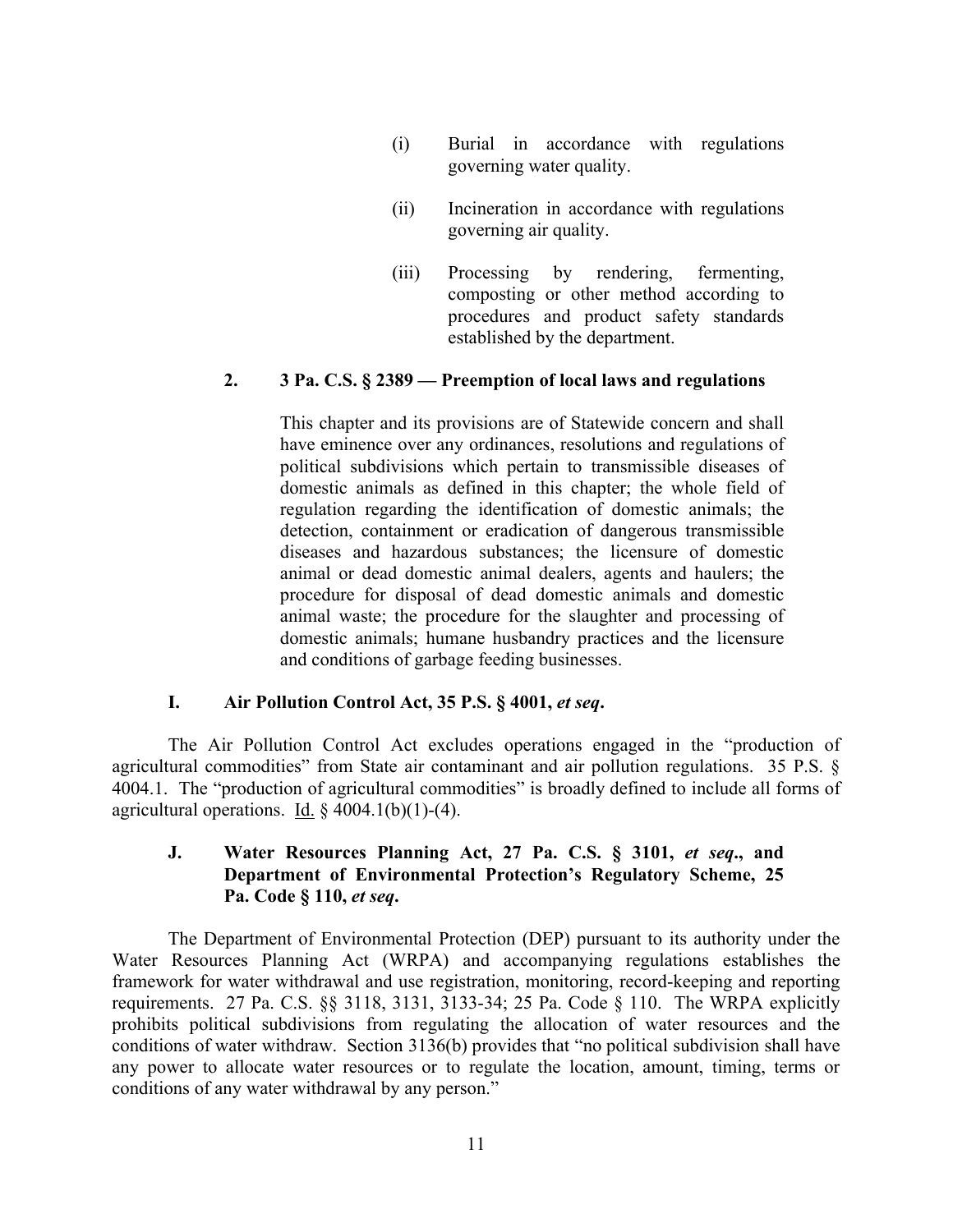(i) Burial in accordance with regulations governing water quality.

(ii) Incineration in accordance with regulations governing air quality.

(iii) Processing by rendering, fermenting, composting or other method according to procedures and product safety standards established by the department.

#### 2. 3 Pa. C.S. § 2389 — Preemption of local laws and regulations

> This chapter and its provisions are of Statewide concern and shall have eminence over any ordinances, resolutions and regulations of political subdivisions which pertain to transmissible diseases of domestic animals as defined in this chapter; the whole field of regulation regarding the identification of domestic animals; the detection, containment or eradication of dangerous transmissible diseases and hazardous substances; the licensure of domestic animal or dead domestic animal dealers, agents and haulers; the procedure for disposal of dead domestic animals and domestic animal waste; the procedure for the slaughter and processing of domestic animals; humane husbandry practices and the licensure and conditions of garbage feeding businesses.

### I. Air Pollution Control Act, 35 P.S. § 4001, *et seq*.

The Air Pollution Control Act excludes operations engaged in the "production of agricultural commodities" from State air contaminant and air pollution regulations. 35 P.S. § 4004.1. The "production of agricultural commodities" is broadly defined to include all forms of agricultural operations. Id. § 4004.1(b)(1)-(4).

### J. Water Resources Planning Act, 27 Pa. C.S. § 3101, *et seq*., and Department of Environmental Protection's Regulatory Scheme, 25 Pa. Code § 110, *et seq*.

The Department of Environmental Protection (DEP) pursuant to its authority under the Water Resources Planning Act (WRPA) and accompanying regulations establishes the framework for water withdrawal and use registration, monitoring, record-keeping and reporting requirements. 27 Pa. C.S. §§ 3118, 3131, 3133-34; 25 Pa. Code § 110. The WRPA explicitly prohibits political subdivisions from regulating the allocation of water resources and the conditions of water withdraw. Section 3136(b) provides that "no political subdivision shall have any power to allocate water resources or to regulate the location, amount, timing, terms or conditions of any water withdrawal by any person."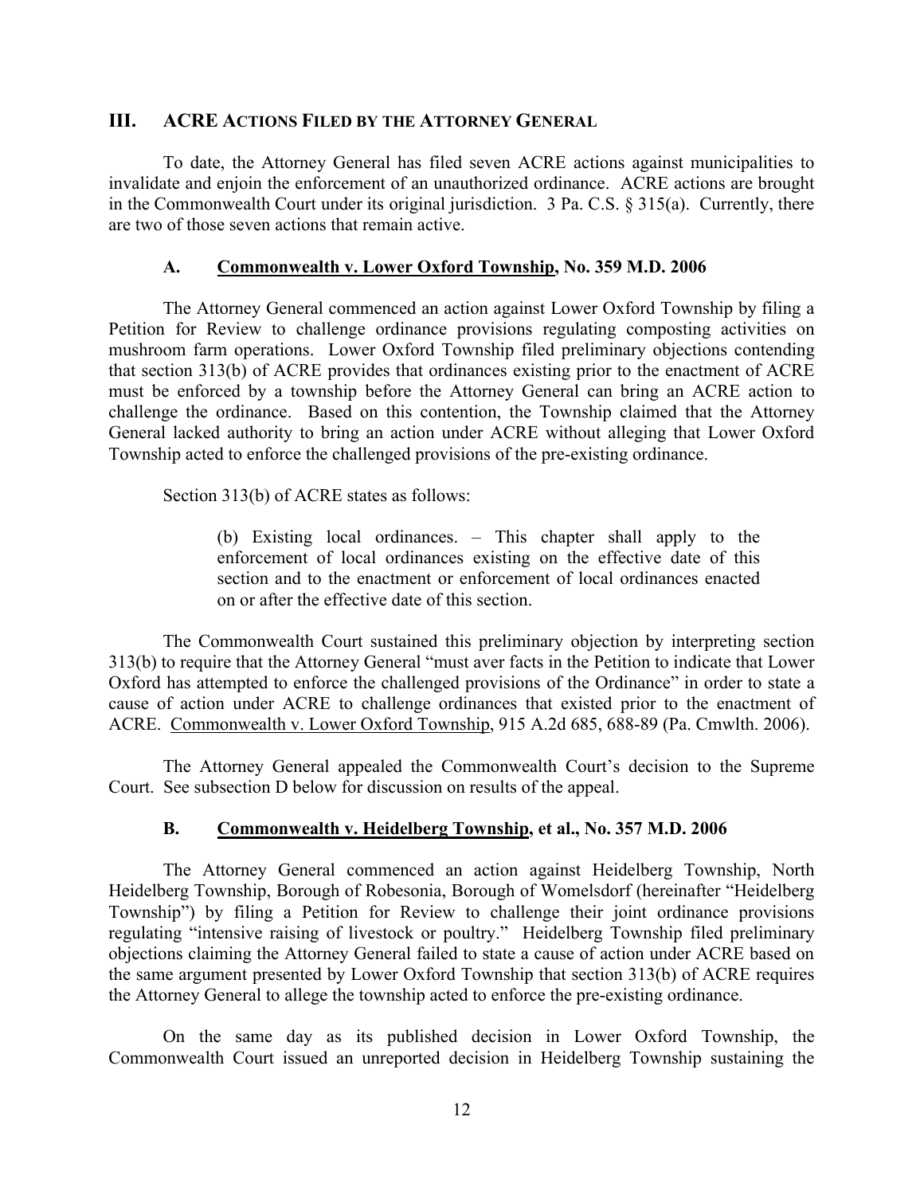## III. ACRE ACTIONS FILED BY THE ATTORNEY GENERAL

To date, the Attorney General has filed seven ACRE actions against municipalities to invalidate and enjoin the enforcement of an unauthorized ordinance. ACRE actions are brought in the Commonwealth Court under its original jurisdiction. 3 Pa. C.S. § 315(a). Currently, there are two of those seven actions that remain active.

### A. Commonwealth v. Lower Oxford Township, No. 359 M.D. 2006

The Attorney General commenced an action against Lower Oxford Township by filing a Petition for Review to challenge ordinance provisions regulating composting activities on mushroom farm operations. Lower Oxford Township filed preliminary objections contending that section 313(b) of ACRE provides that ordinances existing prior to the enactment of ACRE must be enforced by a township before the Attorney General can bring an ACRE action to challenge the ordinance. Based on this contention, the Township claimed that the Attorney General lacked authority to bring an action under ACRE without alleging that Lower Oxford Township acted to enforce the challenged provisions of the pre-existing ordinance.

Section 313(b) of ACRE states as follows:

> (b) Existing local ordinances. – This chapter shall apply to the enforcement of local ordinances existing on the effective date of this section and to the enactment or enforcement of local ordinances enacted on or after the effective date of this section.

The Commonwealth Court sustained this preliminary objection by interpreting section 313(b) to require that the Attorney General "must aver facts in the Petition to indicate that Lower Oxford has attempted to enforce the challenged provisions of the Ordinance" in order to state a cause of action under ACRE to challenge ordinances that existed prior to the enactment of ACRE. Commonwealth v. Lower Oxford Township, 915 A.2d 685, 688-89 (Pa. Cmwlth. 2006).

The Attorney General appealed the Commonwealth Court's decision to the Supreme Court. See subsection D below for discussion on results of the appeal.

### B. Commonwealth v. Heidelberg Township, et al., No. 357 M.D. 2006

The Attorney General commenced an action against Heidelberg Township, North Heidelberg Township, Borough of Robesonia, Borough of Womelsdorf (hereinafter "Heidelberg Township") by filing a Petition for Review to challenge their joint ordinance provisions regulating "intensive raising of livestock or poultry." Heidelberg Township filed preliminary objections claiming the Attorney General failed to state a cause of action under ACRE based on the same argument presented by Lower Oxford Township that section 313(b) of ACRE requires the Attorney General to allege the township acted to enforce the pre-existing ordinance.

On the same day as its published decision in Lower Oxford Township, the Commonwealth Court issued an unreported decision in Heidelberg Township sustaining the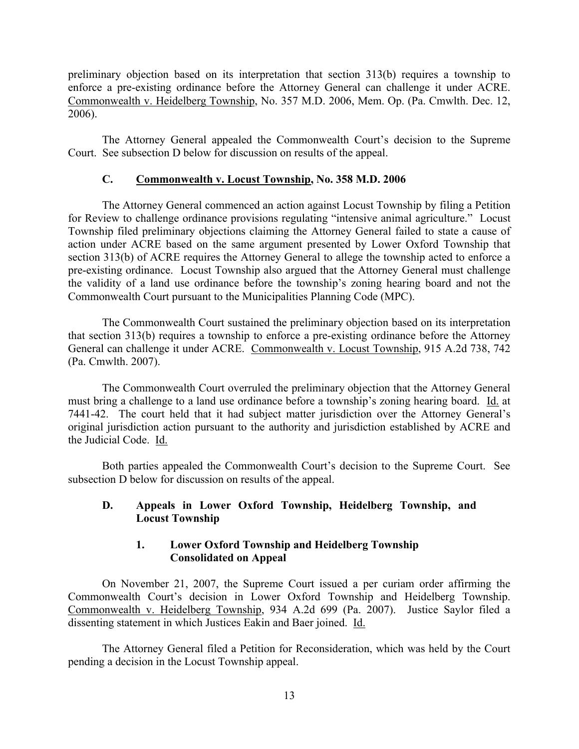preliminary objection based on its interpretation that section 313(b) requires a township to enforce a pre-existing ordinance before the Attorney General can challenge it under ACRE. Commonwealth v. Heidelberg Township, No. 357 M.D. 2006, Mem. Op. (Pa. Cmwlth. Dec. 12, 2006).

The Attorney General appealed the Commonwealth Court's decision to the Supreme Court. See subsection D below for discussion on results of the appeal.

### C. Commonwealth v. Locust Township, No. 358 M.D. 2006

The Attorney General commenced an action against Locust Township by filing a Petition for Review to challenge ordinance provisions regulating "intensive animal agriculture." Locust Township filed preliminary objections claiming the Attorney General failed to state a cause of action under ACRE based on the same argument presented by Lower Oxford Township that section 313(b) of ACRE requires the Attorney General to allege the township acted to enforce a pre-existing ordinance. Locust Township also argued that the Attorney General must challenge the validity of a land use ordinance before the township's zoning hearing board and not the Commonwealth Court pursuant to the Municipalities Planning Code (MPC).

The Commonwealth Court sustained the preliminary objection based on its interpretation that section 313(b) requires a township to enforce a pre-existing ordinance before the Attorney General can challenge it under ACRE. Commonwealth v. Locust Township, 915 A.2d 738, 742 (Pa. Cmwlth. 2007).

The Commonwealth Court overruled the preliminary objection that the Attorney General must bring a challenge to a land use ordinance before a township's zoning hearing board. Id. at 7441-42. The court held that it had subject matter jurisdiction over the Attorney General's original jurisdiction action pursuant to the authority and jurisdiction established by ACRE and the Judicial Code. Id.

Both parties appealed the Commonwealth Court's decision to the Supreme Court. See subsection D below for discussion on results of the appeal.

### D. Appeals in Lower Oxford Township, Heidelberg Township, and Locust Township

#### 1. Lower Oxford Township and Heidelberg Township Consolidated on Appeal

On November 21, 2007, the Supreme Court issued a per curiam order affirming the Commonwealth Court's decision in Lower Oxford Township and Heidelberg Township. Commonwealth v. Heidelberg Township, 934 A.2d 699 (Pa. 2007). Justice Saylor filed a dissenting statement in which Justices Eakin and Baer joined. Id.

The Attorney General filed a Petition for Reconsideration, which was held by the Court pending a decision in the Locust Township appeal.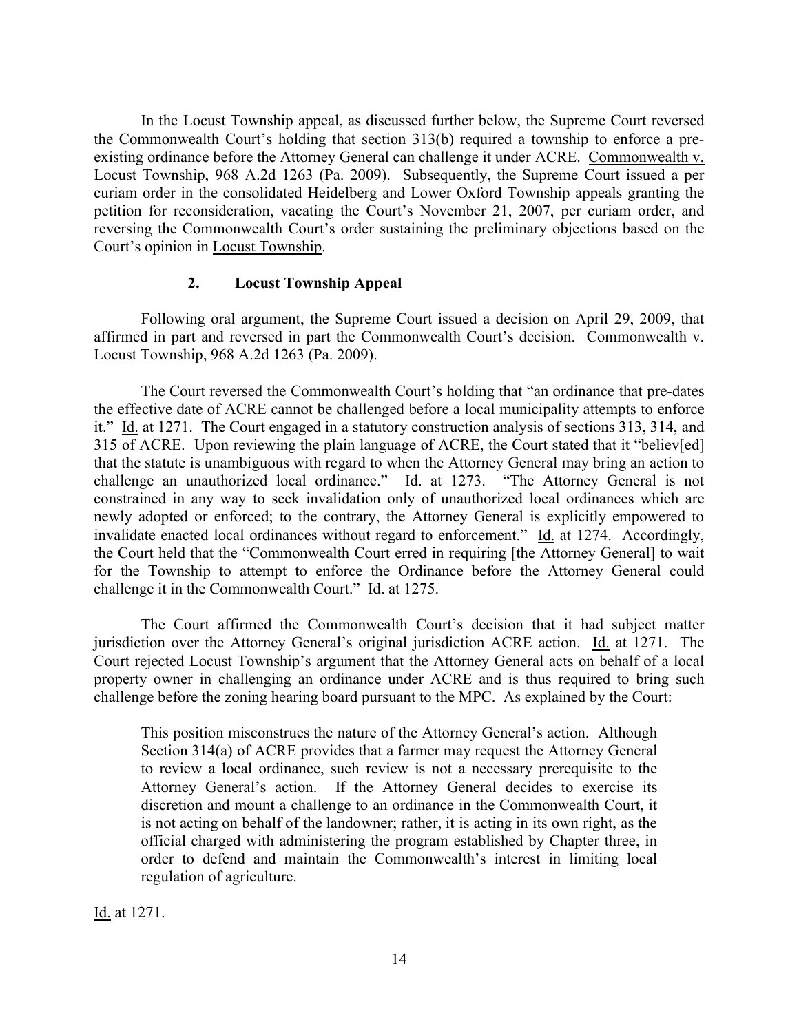In the Locust Township appeal, as discussed further below, the Supreme Court reversed the Commonwealth Court's holding that section 313(b) required a township to enforce a pre-existing ordinance before the Attorney General can challenge it under ACRE. Commonwealth v. Locust Township, 968 A.2d 1263 (Pa. 2009). Subsequently, the Supreme Court issued a per curiam order in the consolidated Heidelberg and Lower Oxford Township appeals granting the petition for reconsideration, vacating the Court's November 21, 2007, per curiam order, and reversing the Commonwealth Court's order sustaining the preliminary objections based on the Court's opinion in Locust Township.

### 2. Locust Township Appeal

Following oral argument, the Supreme Court issued a decision on April 29, 2009, that affirmed in part and reversed in part the Commonwealth Court's decision. Commonwealth v. Locust Township, 968 A.2d 1263 (Pa. 2009).

The Court reversed the Commonwealth Court's holding that "an ordinance that pre-dates the effective date of ACRE cannot be challenged before a local municipality attempts to enforce it." Id. at 1271. The Court engaged in a statutory construction analysis of sections 313, 314, and 315 of ACRE. Upon reviewing the plain language of ACRE, the Court stated that it "believ[ed] that the statute is unambiguous with regard to when the Attorney General may bring an action to challenge an unauthorized local ordinance." Id. at 1273. "The Attorney General is not constrained in any way to seek invalidation only of unauthorized local ordinances which are newly adopted or enforced; to the contrary, the Attorney General is explicitly empowered to invalidate enacted local ordinances without regard to enforcement." Id. at 1274. Accordingly, the Court held that the "Commonwealth Court erred in requiring [the Attorney General] to wait for the Township to attempt to enforce the Ordinance before the Attorney General could challenge it in the Commonwealth Court." Id. at 1275.

The Court affirmed the Commonwealth Court's decision that it had subject matter jurisdiction over the Attorney General's original jurisdiction ACRE action. Id. at 1271. The Court rejected Locust Township's argument that the Attorney General acts on behalf of a local property owner in challenging an ordinance under ACRE and is thus required to bring such challenge before the zoning hearing board pursuant to the MPC. As explained by the Court:

> This position misconstrues the nature of the Attorney General's action. Although Section 314(a) of ACRE provides that a farmer may request the Attorney General to review a local ordinance, such review is not a necessary prerequisite to the Attorney General's action. If the Attorney General decides to exercise its discretion and mount a challenge to an ordinance in the Commonwealth Court, it is not acting on behalf of the landowner; rather, it is acting in its own right, as the official charged with administering the program established by Chapter three, in order to defend and maintain the Commonwealth's interest in limiting local regulation of agriculture.

Id. at 1271.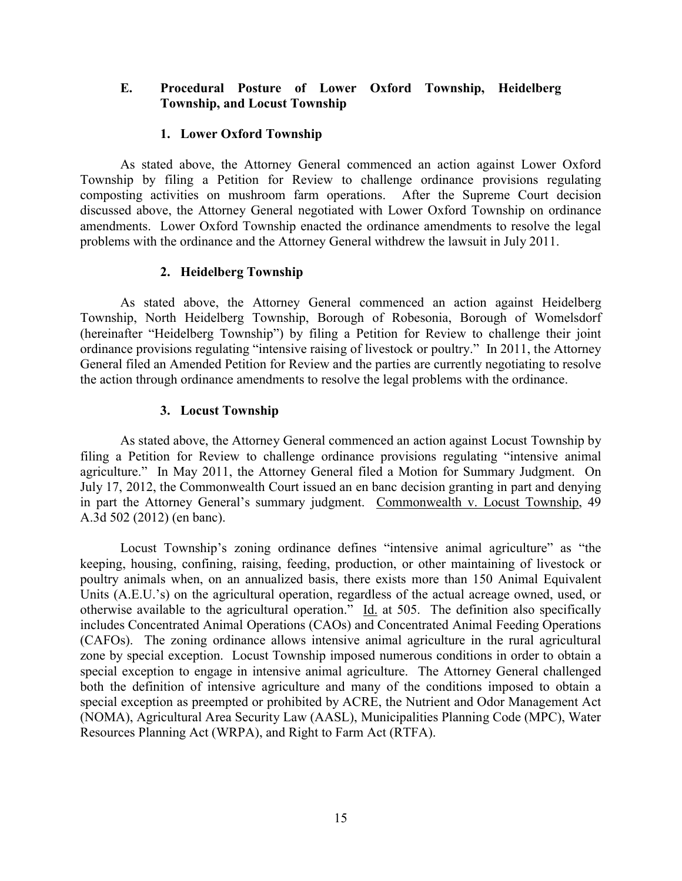### E. Procedural Posture of Lower Oxford Township, Heidelberg Township, and Locust Township

#### 1. Lower Oxford Township

As stated above, the Attorney General commenced an action against Lower Oxford Township by filing a Petition for Review to challenge ordinance provisions regulating composting activities on mushroom farm operations. After the Supreme Court decision discussed above, the Attorney General negotiated with Lower Oxford Township on ordinance amendments. Lower Oxford Township enacted the ordinance amendments to resolve the legal problems with the ordinance and the Attorney General withdrew the lawsuit in July 2011.

#### 2. Heidelberg Township

As stated above, the Attorney General commenced an action against Heidelberg Township, North Heidelberg Township, Borough of Robesonia, Borough of Womelsdorf (hereinafter "Heidelberg Township") by filing a Petition for Review to challenge their joint ordinance provisions regulating "intensive raising of livestock or poultry." In 2011, the Attorney General filed an Amended Petition for Review and the parties are currently negotiating to resolve the action through ordinance amendments to resolve the legal problems with the ordinance.

#### 3. Locust Township

As stated above, the Attorney General commenced an action against Locust Township by filing a Petition for Review to challenge ordinance provisions regulating "intensive animal agriculture." In May 2011, the Attorney General filed a Motion for Summary Judgment. On July 17, 2012, the Commonwealth Court issued an en banc decision granting in part and denying in part the Attorney General's summary judgment. Commonwealth v. Locust Township, 49 A.3d 502 (2012) (en banc).

Locust Township's zoning ordinance defines "intensive animal agriculture" as "the keeping, housing, confining, raising, feeding, production, or other maintaining of livestock or poultry animals when, on an annualized basis, there exists more than 150 Animal Equivalent Units (A.E.U.'s) on the agricultural operation, regardless of the actual acreage owned, used, or otherwise available to the agricultural operation." Id. at 505. The definition also specifically includes Concentrated Animal Operations (CAOs) and Concentrated Animal Feeding Operations (CAFOs). The zoning ordinance allows intensive animal agriculture in the rural agricultural zone by special exception. Locust Township imposed numerous conditions in order to obtain a special exception to engage in intensive animal agriculture. The Attorney General challenged both the definition of intensive agriculture and many of the conditions imposed to obtain a special exception as preempted or prohibited by ACRE, the Nutrient and Odor Management Act (NOMA), Agricultural Area Security Law (AASL), Municipalities Planning Code (MPC), Water Resources Planning Act (WRPA), and Right to Farm Act (RTFA).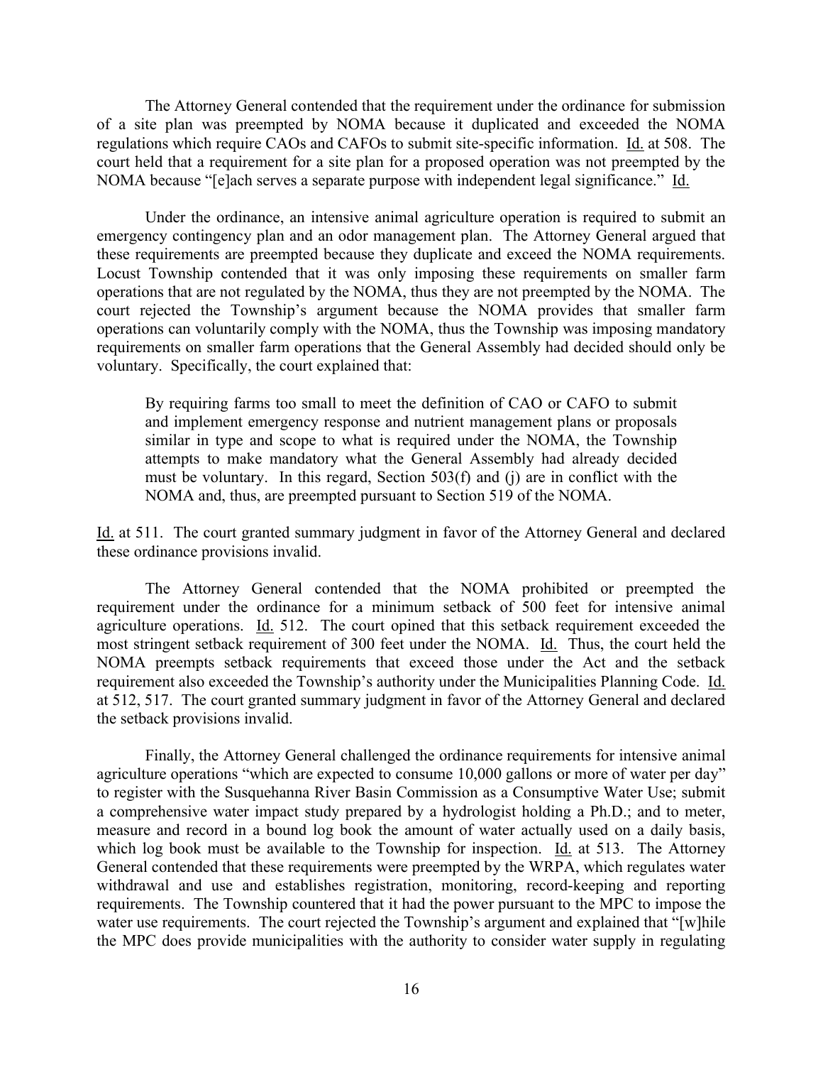The Attorney General contended that the requirement under the ordinance for submission of a site plan was preempted by NOMA because it duplicated and exceeded the NOMA regulations which require CAOs and CAFOs to submit site-specific information. Id. at 508. The court held that a requirement for a site plan for a proposed operation was not preempted by the NOMA because "[e]ach serves a separate purpose with independent legal significance." Id.

Under the ordinance, an intensive animal agriculture operation is required to submit an emergency contingency plan and an odor management plan. The Attorney General argued that these requirements are preempted because they duplicate and exceed the NOMA requirements. Locust Township contended that it was only imposing these requirements on smaller farm operations that are not regulated by the NOMA, thus they are not preempted by the NOMA. The court rejected the Township's argument because the NOMA provides that smaller farm operations can voluntarily comply with the NOMA, thus the Township was imposing mandatory requirements on smaller farm operations that the General Assembly had decided should only be voluntary. Specifically, the court explained that:

> By requiring farms too small to meet the definition of CAO or CAFO to submit and implement emergency response and nutrient management plans or proposals similar in type and scope to what is required under the NOMA, the Township attempts to make mandatory what the General Assembly had already decided must be voluntary. In this regard, Section 503(f) and (j) are in conflict with the NOMA and, thus, are preempted pursuant to Section 519 of the NOMA.

Id. at 511. The court granted summary judgment in favor of the Attorney General and declared these ordinance provisions invalid.

The Attorney General contended that the NOMA prohibited or preempted the requirement under the ordinance for a minimum setback of 500 feet for intensive animal agriculture operations. Id. 512. The court opined that this setback requirement exceeded the most stringent setback requirement of 300 feet under the NOMA. Id. Thus, the court held the NOMA preempts setback requirements that exceed those under the Act and the setback requirement also exceeded the Township's authority under the Municipalities Planning Code. Id. at 512, 517. The court granted summary judgment in favor of the Attorney General and declared the setback provisions invalid.

Finally, the Attorney General challenged the ordinance requirements for intensive animal agriculture operations "which are expected to consume 10,000 gallons or more of water per day" to register with the Susquehanna River Basin Commission as a Consumptive Water Use; submit a comprehensive water impact study prepared by a hydrologist holding a Ph.D.; and to meter, measure and record in a bound log book the amount of water actually used on a daily basis, which log book must be available to the Township for inspection. Id. at 513. The Attorney General contended that these requirements were preempted by the WRPA, which regulates water withdrawal and use and establishes registration, monitoring, record-keeping and reporting requirements. The Township countered that it had the power pursuant to the MPC to impose the water use requirements. The court rejected the Township's argument and explained that "[w]hile the MPC does provide municipalities with the authority to consider water supply in regulating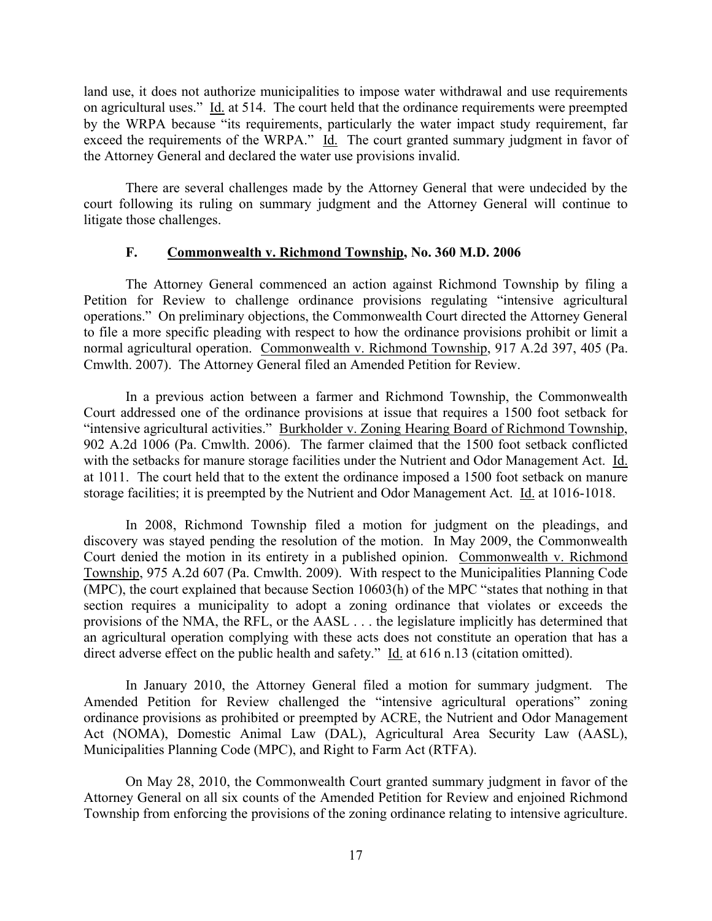land use, it does not authorize municipalities to impose water withdrawal and use requirements on agricultural uses." Id. at 514. The court held that the ordinance requirements were preempted by the WRPA because "its requirements, particularly the water impact study requirement, far exceed the requirements of the WRPA." Id. The court granted summary judgment in favor of the Attorney General and declared the water use provisions invalid.

There are several challenges made by the Attorney General that were undecided by the court following its ruling on summary judgment and the Attorney General will continue to litigate those challenges.

### F. Commonwealth v. Richmond Township, No. 360 M.D. 2006

The Attorney General commenced an action against Richmond Township by filing a Petition for Review to challenge ordinance provisions regulating "intensive agricultural operations." On preliminary objections, the Commonwealth Court directed the Attorney General to file a more specific pleading with respect to how the ordinance provisions prohibit or limit a normal agricultural operation. Commonwealth v. Richmond Township, 917 A.2d 397, 405 (Pa. Cmwlth. 2007). The Attorney General filed an Amended Petition for Review.

In a previous action between a farmer and Richmond Township, the Commonwealth Court addressed one of the ordinance provisions at issue that requires a 1500 foot setback for "intensive agricultural activities." Burkholder v. Zoning Hearing Board of Richmond Township, 902 A.2d 1006 (Pa. Cmwlth. 2006). The farmer claimed that the 1500 foot setback conflicted with the setbacks for manure storage facilities under the Nutrient and Odor Management Act. Id. at 1011. The court held that to the extent the ordinance imposed a 1500 foot setback on manure storage facilities; it is preempted by the Nutrient and Odor Management Act. Id. at 1016-1018.

In 2008, Richmond Township filed a motion for judgment on the pleadings, and discovery was stayed pending the resolution of the motion. In May 2009, the Commonwealth Court denied the motion in its entirety in a published opinion. Commonwealth v. Richmond Township, 975 A.2d 607 (Pa. Cmwlth. 2009). With respect to the Municipalities Planning Code (MPC), the court explained that because Section 10603(h) of the MPC "states that nothing in that section requires a municipality to adopt a zoning ordinance that violates or exceeds the provisions of the NMA, the RFL, or the AASL . . . the legislature implicitly has determined that an agricultural operation complying with these acts does not constitute an operation that has a direct adverse effect on the public health and safety." Id. at 616 n.13 (citation omitted).

In January 2010, the Attorney General filed a motion for summary judgment. The Amended Petition for Review challenged the "intensive agricultural operations" zoning ordinance provisions as prohibited or preempted by ACRE, the Nutrient and Odor Management Act (NOMA), Domestic Animal Law (DAL), Agricultural Area Security Law (AASL), Municipalities Planning Code (MPC), and Right to Farm Act (RTFA).

On May 28, 2010, the Commonwealth Court granted summary judgment in favor of the Attorney General on all six counts of the Amended Petition for Review and enjoined Richmond Township from enforcing the provisions of the zoning ordinance relating to intensive agriculture.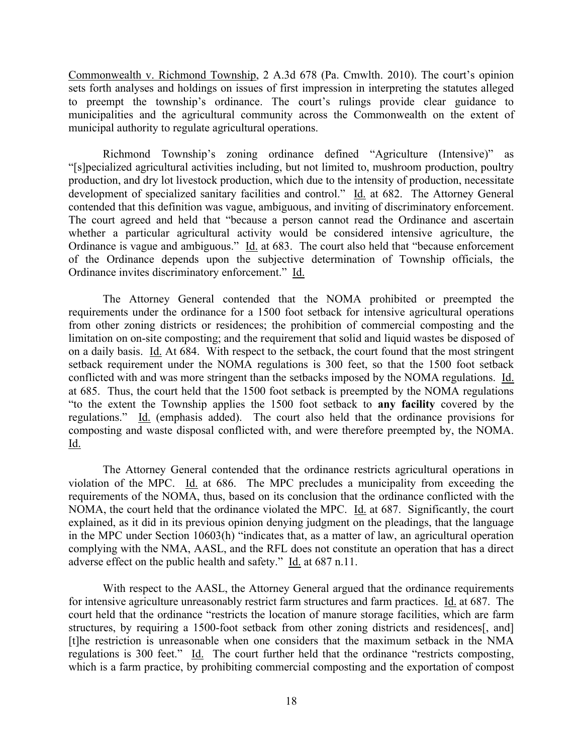Commonwealth v. Richmond Township, 2 A.3d 678 (Pa. Cmwlth. 2010). The court's opinion sets forth analyses and holdings on issues of first impression in interpreting the statutes alleged to preempt the township's ordinance. The court's rulings provide clear guidance to municipalities and the agricultural community across the Commonwealth on the extent of municipal authority to regulate agricultural operations.

Richmond Township's zoning ordinance defined "Agriculture (Intensive)" as "[s]pecialized agricultural activities including, but not limited to, mushroom production, poultry production, and dry lot livestock production, which due to the intensity of production, necessitate development of specialized sanitary facilities and control." Id. at 682. The Attorney General contended that this definition was vague, ambiguous, and inviting of discriminatory enforcement. The court agreed and held that "because a person cannot read the Ordinance and ascertain whether a particular agricultural activity would be considered intensive agriculture, the Ordinance is vague and ambiguous." Id. at 683. The court also held that "because enforcement of the Ordinance depends upon the subjective determination of Township officials, the Ordinance invites discriminatory enforcement." Id.

The Attorney General contended that the NOMA prohibited or preempted the requirements under the ordinance for a 1500 foot setback for intensive agricultural operations from other zoning districts or residences; the prohibition of commercial composting and the limitation on on-site composting; and the requirement that solid and liquid wastes be disposed of on a daily basis. Id. At 684. With respect to the setback, the court found that the most stringent setback requirement under the NOMA regulations is 300 feet, so that the 1500 foot setback conflicted with and was more stringent than the setbacks imposed by the NOMA regulations. Id. at 685. Thus, the court held that the 1500 foot setback is preempted by the NOMA regulations "to the extent the Township applies the 1500 foot setback to **any facility** covered by the regulations." Id. (emphasis added). The court also held that the ordinance provisions for composting and waste disposal conflicted with, and were therefore preempted by, the NOMA. Id.

The Attorney General contended that the ordinance restricts agricultural operations in violation of the MPC. Id. at 686. The MPC precludes a municipality from exceeding the requirements of the NOMA, thus, based on its conclusion that the ordinance conflicted with the NOMA, the court held that the ordinance violated the MPC. Id. at 687. Significantly, the court explained, as it did in its previous opinion denying judgment on the pleadings, that the language in the MPC under Section 10603(h) "indicates that, as a matter of law, an agricultural operation complying with the NMA, AASL, and the RFL does not constitute an operation that has a direct adverse effect on the public health and safety." Id. at 687 n.11.

With respect to the AASL, the Attorney General argued that the ordinance requirements for intensive agriculture unreasonably restrict farm structures and farm practices. Id. at 687. The court held that the ordinance "restricts the location of manure storage facilities, which are farm structures, by requiring a 1500-foot setback from other zoning districts and residences[, and] [t]he restriction is unreasonable when one considers that the maximum setback in the NMA regulations is 300 feet." Id. The court further held that the ordinance "restricts composting, which is a farm practice, by prohibiting commercial composting and the exportation of compost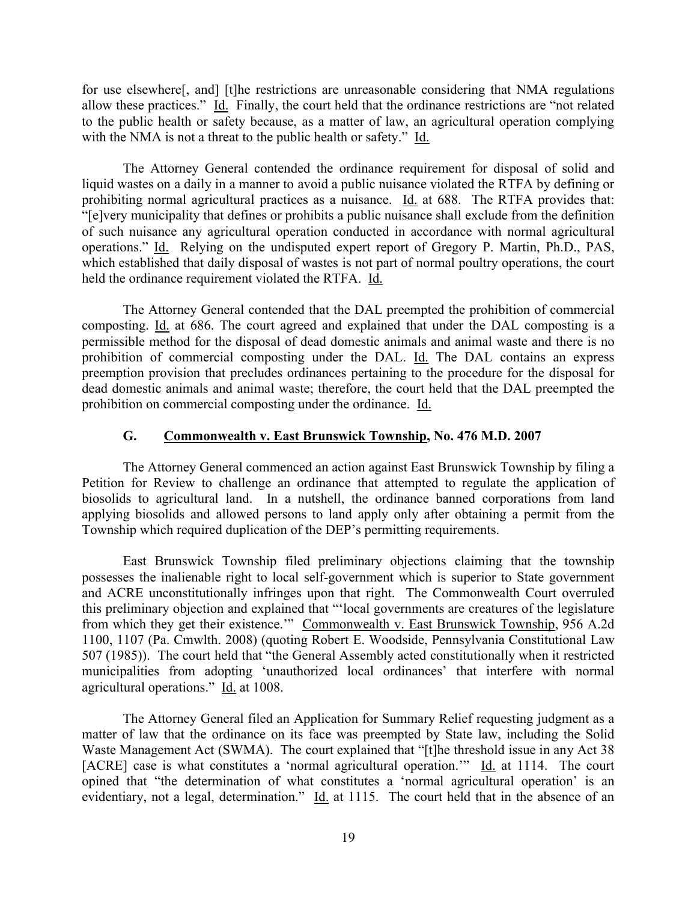for use elsewhere[, and] [t]he restrictions are unreasonable considering that NMA regulations allow these practices." Id. Finally, the court held that the ordinance restrictions are "not related to the public health or safety because, as a matter of law, an agricultural operation complying with the NMA is not a threat to the public health or safety." Id.

The Attorney General contended the ordinance requirement for disposal of solid and liquid wastes on a daily in a manner to avoid a public nuisance violated the RTFA by defining or prohibiting normal agricultural practices as a nuisance. Id. at 688. The RTFA provides that: "[e]very municipality that defines or prohibits a public nuisance shall exclude from the definition of such nuisance any agricultural operation conducted in accordance with normal agricultural operations." Id. Relying on the undisputed expert report of Gregory P. Martin, Ph.D., PAS, which established that daily disposal of wastes is not part of normal poultry operations, the court held the ordinance requirement violated the RTFA. Id.

The Attorney General contended that the DAL preempted the prohibition of commercial composting. Id. at 686. The court agreed and explained that under the DAL composting is a permissible method for the disposal of dead domestic animals and animal waste and there is no prohibition of commercial composting under the DAL. Id. The DAL contains an express preemption provision that precludes ordinances pertaining to the procedure for the disposal for dead domestic animals and animal waste; therefore, the court held that the DAL preempted the prohibition on commercial composting under the ordinance. Id.

### G. Commonwealth v. East Brunswick Township, No. 476 M.D. 2007

The Attorney General commenced an action against East Brunswick Township by filing a Petition for Review to challenge an ordinance that attempted to regulate the application of biosolids to agricultural land. In a nutshell, the ordinance banned corporations from land applying biosolids and allowed persons to land apply only after obtaining a permit from the Township which required duplication of the DEP's permitting requirements.

East Brunswick Township filed preliminary objections claiming that the township possesses the inalienable right to local self-government which is superior to State government and ACRE unconstitutionally infringes upon that right. The Commonwealth Court overruled this preliminary objection and explained that "'local governments are creatures of the legislature from which they get their existence.'" Commonwealth v. East Brunswick Township, 956 A.2d 1100, 1107 (Pa. Cmwlth. 2008) (quoting Robert E. Woodside, Pennsylvania Constitutional Law 507 (1985)). The court held that "the General Assembly acted constitutionally when it restricted municipalities from adopting 'unauthorized local ordinances' that interfere with normal agricultural operations." Id. at 1008.

The Attorney General filed an Application for Summary Relief requesting judgment as a matter of law that the ordinance on its face was preempted by State law, including the Solid Waste Management Act (SWMA). The court explained that "[t]he threshold issue in any Act 38 [ACRE] case is what constitutes a 'normal agricultural operation.'" Id. at 1114. The court opined that "the determination of what constitutes a 'normal agricultural operation' is an evidentiary, not a legal, determination." Id. at 1115. The court held that in the absence of an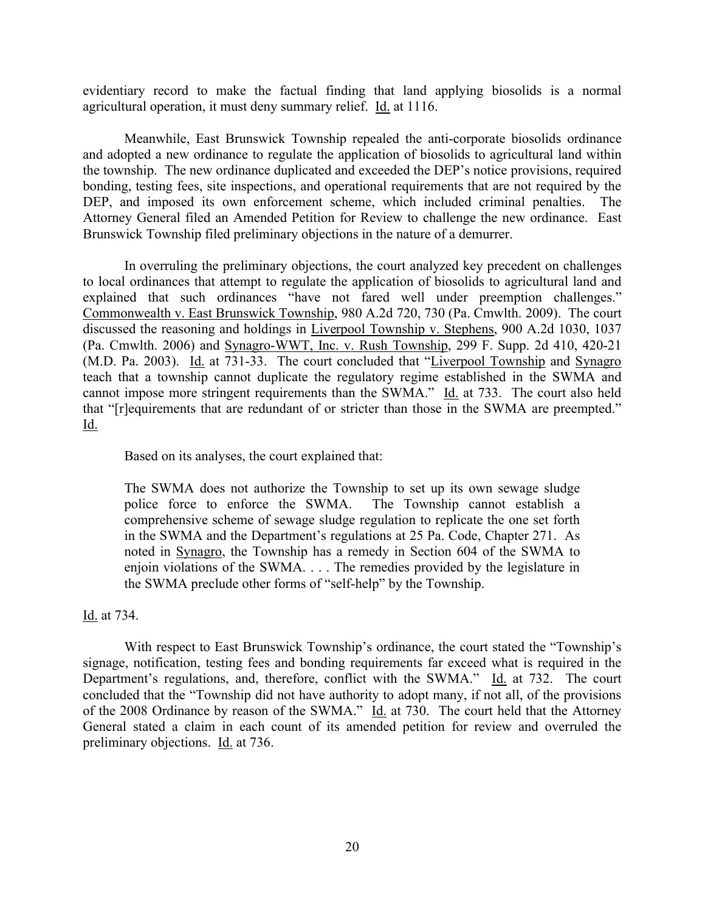evidentiary record to make the factual finding that land applying biosolids is a normal agricultural operation, it must deny summary relief. Id. at 1116.

Meanwhile, East Brunswick Township repealed the anti-corporate biosolids ordinance and adopted a new ordinance to regulate the application of biosolids to agricultural land within the township. The new ordinance duplicated and exceeded the DEP's notice provisions, required bonding, testing fees, site inspections, and operational requirements that are not required by the DEP, and imposed its own enforcement scheme, which included criminal penalties. The Attorney General filed an Amended Petition for Review to challenge the new ordinance. East Brunswick Township filed preliminary objections in the nature of a demurrer.

In overruling the preliminary objections, the court analyzed key precedent on challenges to local ordinances that attempt to regulate the application of biosolids to agricultural land and explained that such ordinances "have not fared well under preemption challenges." Commonwealth v. East Brunswick Township, 980 A.2d 720, 730 (Pa. Cmwlth. 2009). The court discussed the reasoning and holdings in Liverpool Township v. Stephens, 900 A.2d 1030, 1037 (Pa. Cmwlth. 2006) and Synagro-WWT, Inc. v. Rush Township, 299 F. Supp. 2d 410, 420-21 (M.D. Pa. 2003). Id. at 731-33. The court concluded that "Liverpool Township and Synagro teach that a township cannot duplicate the regulatory regime established in the SWMA and cannot impose more stringent requirements than the SWMA." Id. at 733. The court also held that "[r]equirements that are redundant of or stricter than those in the SWMA are preempted." Id.

Based on its analyses, the court explained that:

> The SWMA does not authorize the Township to set up its own sewage sludge police force to enforce the SWMA. The Township cannot establish a comprehensive scheme of sewage sludge regulation to replicate the one set forth in the SWMA and the Department's regulations at 25 Pa. Code, Chapter 271. As noted in Synagro, the Township has a remedy in Section 604 of the SWMA to enjoin violations of the SWMA. . . . The remedies provided by the legislature in the SWMA preclude other forms of "self-help" by the Township.

Id. at 734.

With respect to East Brunswick Township's ordinance, the court stated the "Township's signage, notification, testing fees and bonding requirements far exceed what is required in the Department's regulations, and, therefore, conflict with the SWMA." Id. at 732. The court concluded that the "Township did not have authority to adopt many, if not all, of the provisions of the 2008 Ordinance by reason of the SWMA." Id. at 730. The court held that the Attorney General stated a claim in each count of its amended petition for review and overruled the preliminary objections. Id. at 736.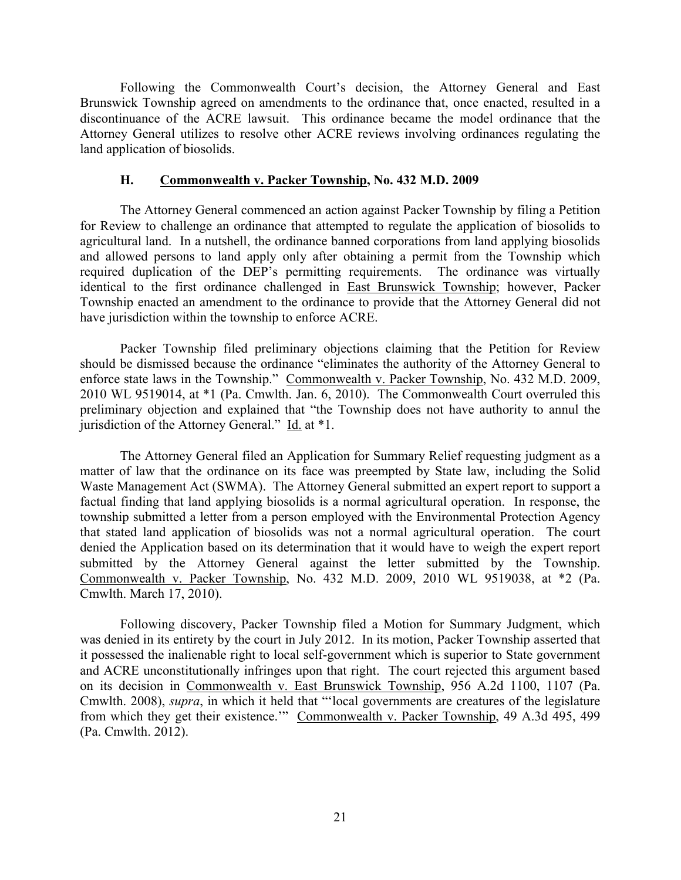Following the Commonwealth Court's decision, the Attorney General and East Brunswick Township agreed on amendments to the ordinance that, once enacted, resulted in a discontinuance of the ACRE lawsuit. This ordinance became the model ordinance that the Attorney General utilizes to resolve other ACRE reviews involving ordinances regulating the land application of biosolids.

### H. Commonwealth v. Packer Township, No. 432 M.D. 2009

The Attorney General commenced an action against Packer Township by filing a Petition for Review to challenge an ordinance that attempted to regulate the application of biosolids to agricultural land. In a nutshell, the ordinance banned corporations from land applying biosolids and allowed persons to land apply only after obtaining a permit from the Township which required duplication of the DEP's permitting requirements. The ordinance was virtually identical to the first ordinance challenged in East Brunswick Township; however, Packer Township enacted an amendment to the ordinance to provide that the Attorney General did not have jurisdiction within the township to enforce ACRE.

Packer Township filed preliminary objections claiming that the Petition for Review should be dismissed because the ordinance "eliminates the authority of the Attorney General to enforce state laws in the Township." Commonwealth v. Packer Township, No. 432 M.D. 2009, 2010 WL 9519014, at *1 (Pa. Cmwlth. Jan. 6, 2010). The Commonwealth Court overruled this preliminary objection and explained that "the Township does not have authority to annul the jurisdiction of the Attorney General." Id. at *1.

The Attorney General filed an Application for Summary Relief requesting judgment as a matter of law that the ordinance on its face was preempted by State law, including the Solid Waste Management Act (SWMA). The Attorney General submitted an expert report to support a factual finding that land applying biosolids is a normal agricultural operation. In response, the township submitted a letter from a person employed with the Environmental Protection Agency that stated land application of biosolids was not a normal agricultural operation. The court denied the Application based on its determination that it would have to weigh the expert report submitted by the Attorney General against the letter submitted by the Township. Commonwealth v. Packer Township, No. 432 M.D. 2009, 2010 WL 9519038, at *2 (Pa. Cmwlth. March 17, 2010).

Following discovery, Packer Township filed a Motion for Summary Judgment, which was denied in its entirety by the court in July 2012. In its motion, Packer Township asserted that it possessed the inalienable right to local self-government which is superior to State government and ACRE unconstitutionally infringes upon that right. The court rejected this argument based on its decision in Commonwealth v. East Brunswick Township, 956 A.2d 1100, 1107 (Pa. Cmwlth. 2008), *supra*, in which it held that "'local governments are creatures of the legislature from which they get their existence.'" Commonwealth v. Packer Township, 49 A.3d 495, 499 (Pa. Cmwlth. 2012).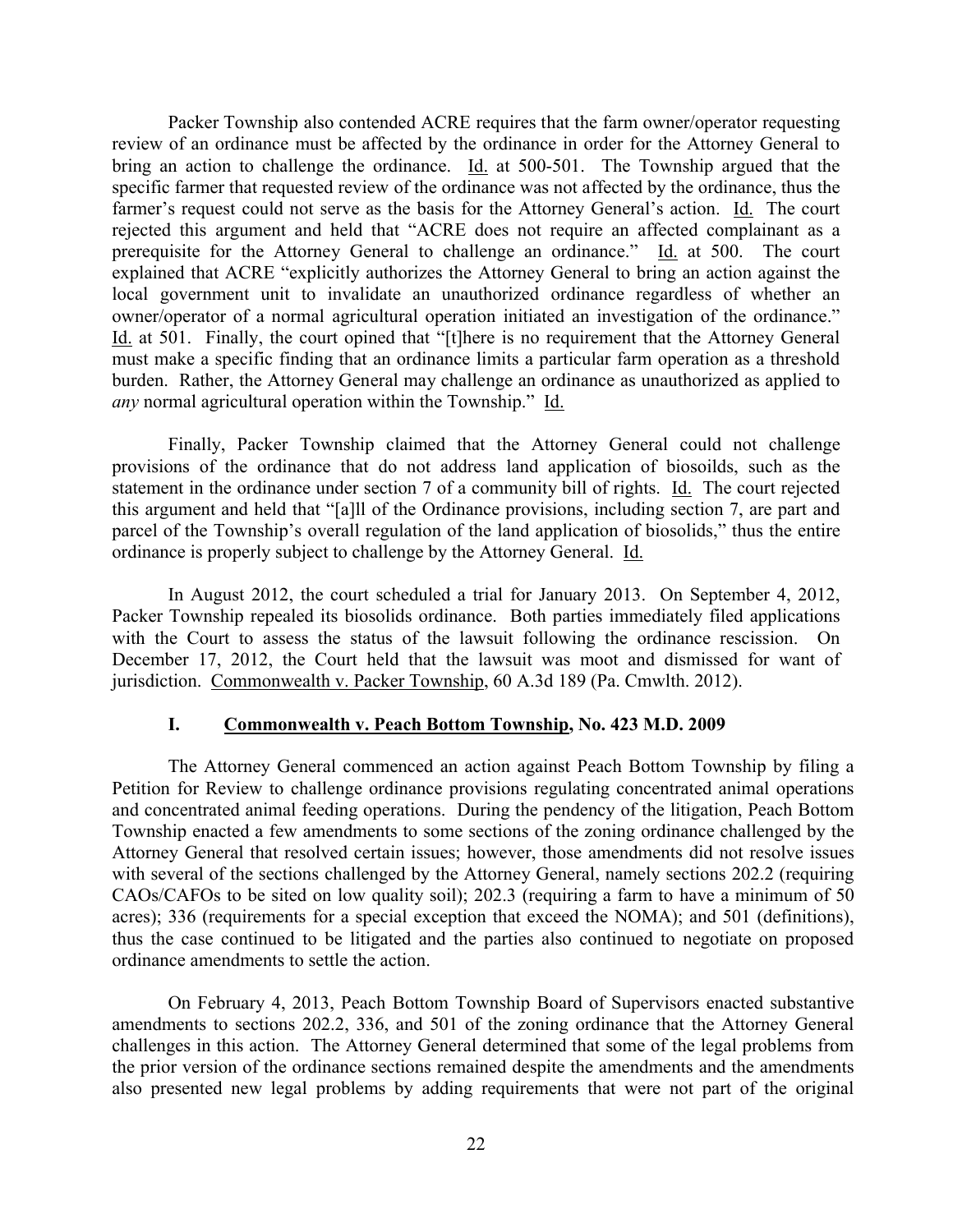Packer Township also contended ACRE requires that the farm owner/operator requesting review of an ordinance must be affected by the ordinance in order for the Attorney General to bring an action to challenge the ordinance. Id. at 500-501. The Township argued that the specific farmer that requested review of the ordinance was not affected by the ordinance, thus the farmer's request could not serve as the basis for the Attorney General's action. Id. The court rejected this argument and held that "ACRE does not require an affected complainant as a prerequisite for the Attorney General to challenge an ordinance." Id. at 500. The court explained that ACRE "explicitly authorizes the Attorney General to bring an action against the local government unit to invalidate an unauthorized ordinance regardless of whether an owner/operator of a normal agricultural operation initiated an investigation of the ordinance." Id. at 501. Finally, the court opined that "[t]here is no requirement that the Attorney General must make a specific finding that an ordinance limits a particular farm operation as a threshold burden. Rather, the Attorney General may challenge an ordinance as unauthorized as applied to *any* normal agricultural operation within the Township." Id.

Finally, Packer Township claimed that the Attorney General could not challenge provisions of the ordinance that do not address land application of biosoilds, such as the statement in the ordinance under section 7 of a community bill of rights. Id. The court rejected this argument and held that "[a]ll of the Ordinance provisions, including section 7, are part and parcel of the Township's overall regulation of the land application of biosolids," thus the entire ordinance is properly subject to challenge by the Attorney General. Id.

In August 2012, the court scheduled a trial for January 2013. On September 4, 2012, Packer Township repealed its biosolids ordinance. Both parties immediately filed applications with the Court to assess the status of the lawsuit following the ordinance rescission. On December 17, 2012, the Court held that the lawsuit was moot and dismissed for want of jurisdiction. Commonwealth v. Packer Township, 60 A.3d 189 (Pa. Cmwlth. 2012).

### I. Commonwealth v. Peach Bottom Township, No. 423 M.D. 2009

The Attorney General commenced an action against Peach Bottom Township by filing a Petition for Review to challenge ordinance provisions regulating concentrated animal operations and concentrated animal feeding operations. During the pendency of the litigation, Peach Bottom Township enacted a few amendments to some sections of the zoning ordinance challenged by the Attorney General that resolved certain issues; however, those amendments did not resolve issues with several of the sections challenged by the Attorney General, namely sections 202.2 (requiring CAOs/CAFOs to be sited on low quality soil); 202.3 (requiring a farm to have a minimum of 50 acres); 336 (requirements for a special exception that exceed the NOMA); and 501 (definitions), thus the case continued to be litigated and the parties also continued to negotiate on proposed ordinance amendments to settle the action.

On February 4, 2013, Peach Bottom Township Board of Supervisors enacted substantive amendments to sections 202.2, 336, and 501 of the zoning ordinance that the Attorney General challenges in this action. The Attorney General determined that some of the legal problems from the prior version of the ordinance sections remained despite the amendments and the amendments also presented new legal problems by adding requirements that were not part of the original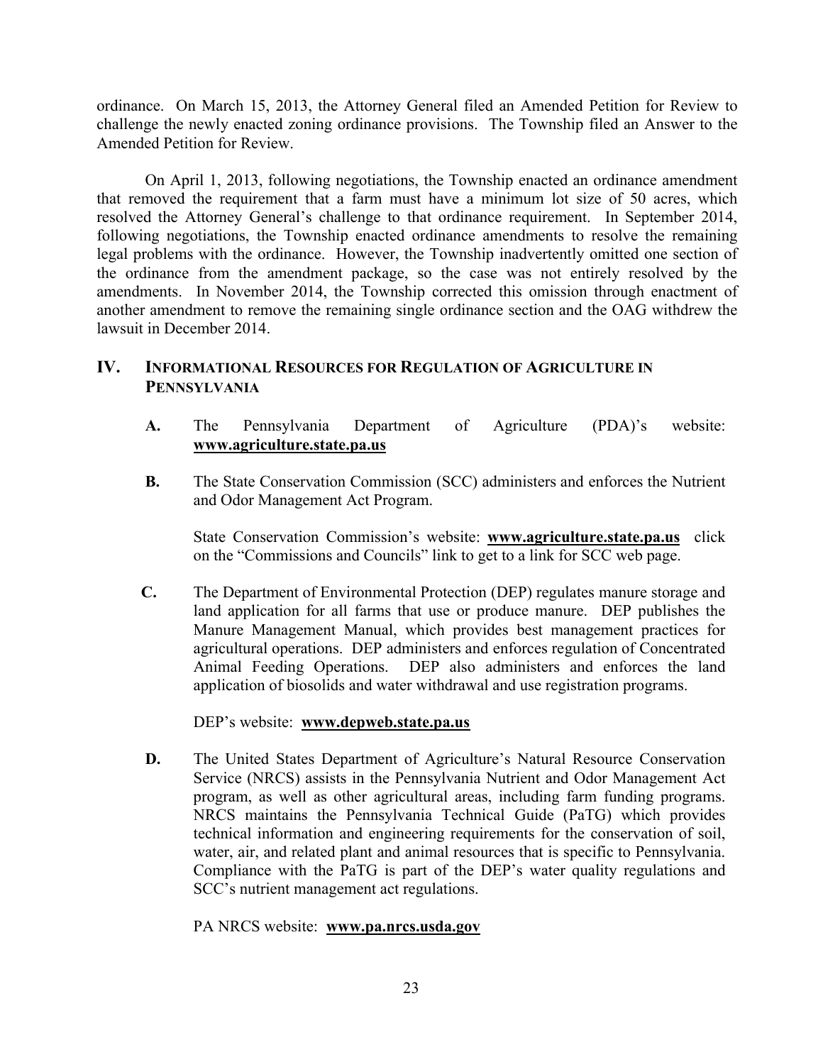ordinance. On March 15, 2013, the Attorney General filed an Amended Petition for Review to challenge the newly enacted zoning ordinance provisions. The Township filed an Answer to the Amended Petition for Review.

On April 1, 2013, following negotiations, the Township enacted an ordinance amendment that removed the requirement that a farm must have a minimum lot size of 50 acres, which resolved the Attorney General's challenge to that ordinance requirement. In September 2014, following negotiations, the Township enacted ordinance amendments to resolve the remaining legal problems with the ordinance. However, the Township inadvertently omitted one section of the ordinance from the amendment package, so the case was not entirely resolved by the amendments. In November 2014, the Township corrected this omission through enactment of another amendment to remove the remaining single ordinance section and the OAG withdrew the lawsuit in December 2014.

## IV. INFORMATIONAL RESOURCES FOR REGULATION OF AGRICULTURE IN PENNSYLVANIA

**A.** The Pennsylvania Department of Agriculture (PDA)'s website: **www.agriculture.state.pa.us**

**B.** The State Conservation Commission (SCC) administers and enforces the Nutrient and Odor Management Act Program.

State Conservation Commission's website: **www.agriculture.state.pa.us** click on the "Commissions and Councils" link to get to a link for SCC web page.

**C.** The Department of Environmental Protection (DEP) regulates manure storage and land application for all farms that use or produce manure. DEP publishes the Manure Management Manual, which provides best management practices for agricultural operations. DEP administers and enforces regulation of Concentrated Animal Feeding Operations. DEP also administers and enforces the land application of biosolids and water withdrawal and use registration programs.

DEP's website: **www.depweb.state.pa.us**

**D.** The United States Department of Agriculture's Natural Resource Conservation Service (NRCS) assists in the Pennsylvania Nutrient and Odor Management Act program, as well as other agricultural areas, including farm funding programs. NRCS maintains the Pennsylvania Technical Guide (PaTG) which provides technical information and engineering requirements for the conservation of soil, water, air, and related plant and animal resources that is specific to Pennsylvania. Compliance with the PaTG is part of the DEP's water quality regulations and SCC's nutrient management act regulations.

PA NRCS website: **www.pa.nrcs.usda.gov**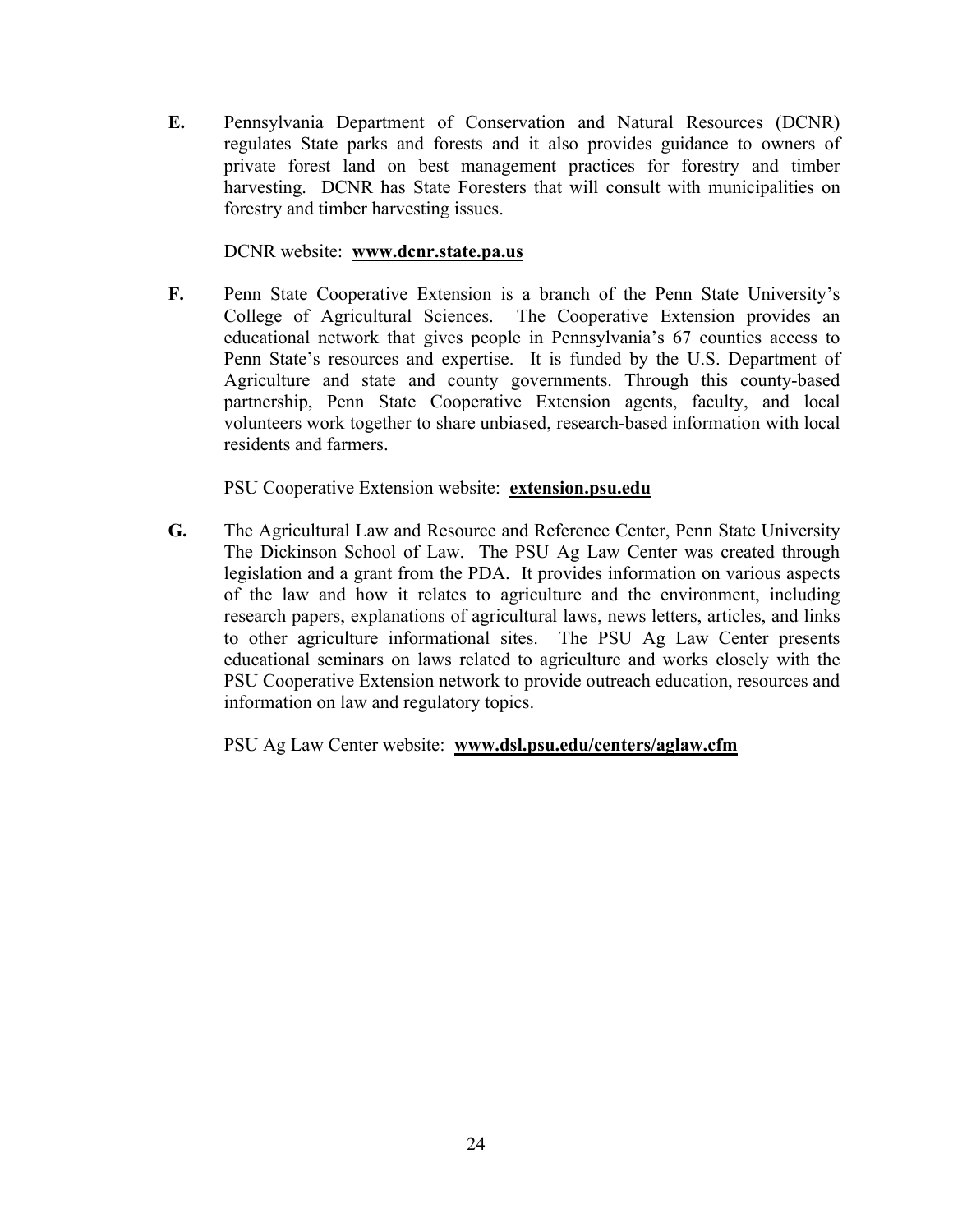**E.** Pennsylvania Department of Conservation and Natural Resources (DCNR) regulates State parks and forests and it also provides guidance to owners of private forest land on best management practices for forestry and timber harvesting. DCNR has State Foresters that will consult with municipalities on forestry and timber harvesting issues.

DCNR website: **www.dcnr.state.pa.us**

**F.** Penn State Cooperative Extension is a branch of the Penn State University's College of Agricultural Sciences. The Cooperative Extension provides an educational network that gives people in Pennsylvania's 67 counties access to Penn State's resources and expertise. It is funded by the U.S. Department of Agriculture and state and county governments. Through this county-based partnership, Penn State Cooperative Extension agents, faculty, and local volunteers work together to share unbiased, research-based information with local residents and farmers.

PSU Cooperative Extension website: **extension.psu.edu**

**G.** The Agricultural Law and Resource and Reference Center, Penn State University The Dickinson School of Law. The PSU Ag Law Center was created through legislation and a grant from the PDA. It provides information on various aspects of the law and how it relates to agriculture and the environment, including research papers, explanations of agricultural laws, news letters, articles, and links to other agriculture informational sites. The PSU Ag Law Center presents educational seminars on laws related to agriculture and works closely with the PSU Cooperative Extension network to provide outreach education, resources and information on law and regulatory topics.

PSU Ag Law Center website: **www.dsl.psu.edu/centers/aglaw.cfm**